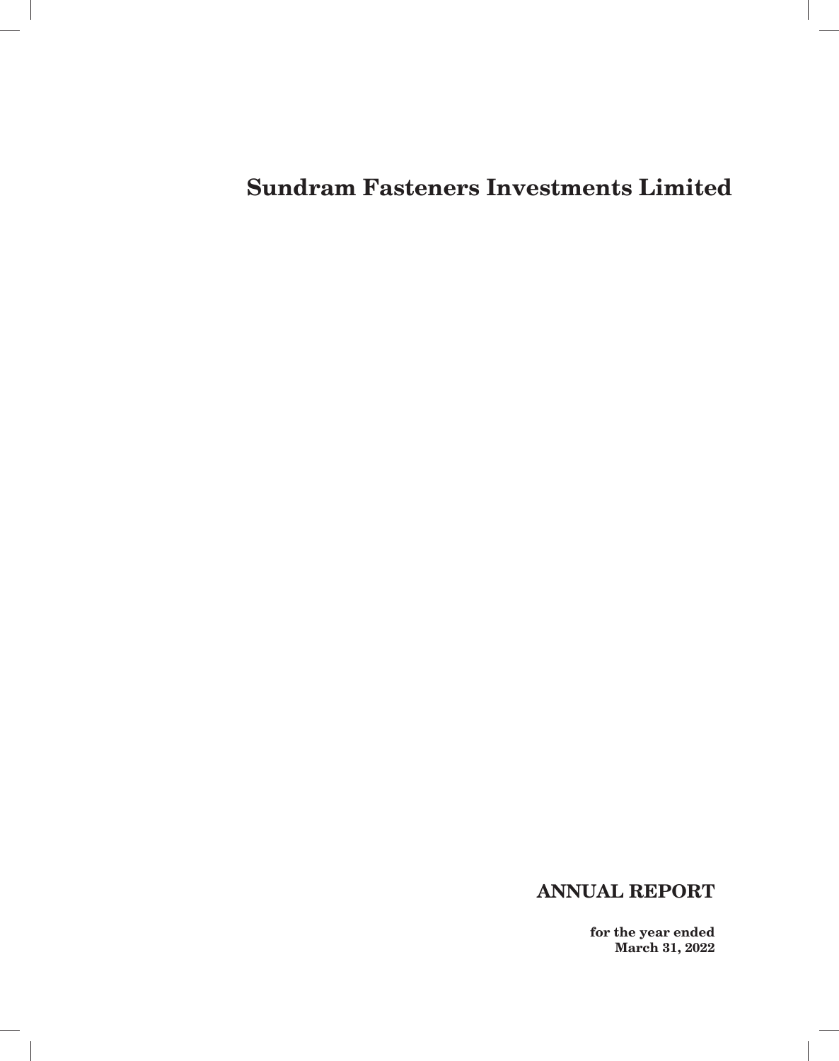# Sundram Fasteners Investments Limited

## ANNUAL REPORT

**for the year ended**
**March 31, 2022**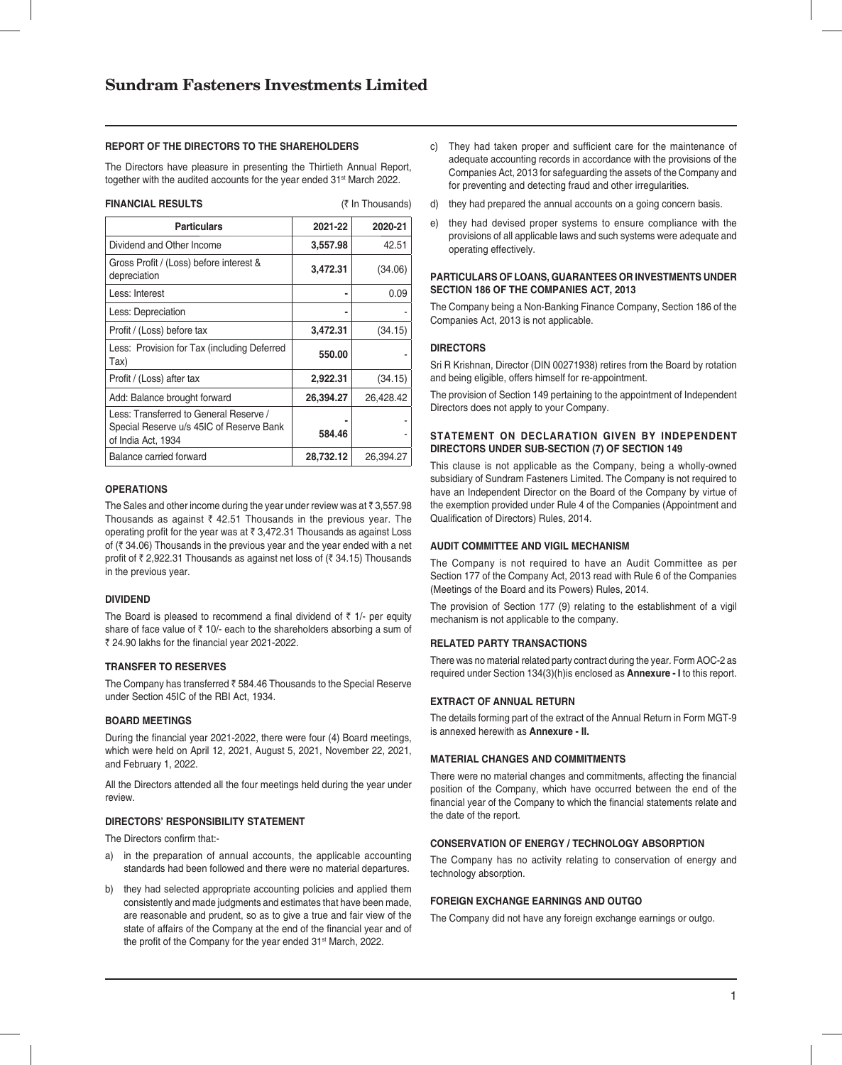# Sundram Fasteners Investments Limited

## REPORT OF THE DIRECTORS TO THE SHAREHOLDERS

The Directors have pleasure in presenting the Thirtieth Annual Report, together with the audited accounts for the year ended 31st March 2022.

**FINANCIAL RESULTS** (₹ In Thousands)

| Particulars | 2021-22 | 2020-21 |
|---|---|---|
| Dividend and Other Income | **3,557.98** | 42.51 |
| Gross Profit / (Loss) before interest & depreciation | **3,472.31** | (34.06) |
| Less: Interest | **-** | 0.09 |
| Less: Depreciation | **-** | - |
| Profit / (Loss) before tax | **3,472.31** | (34.15) |
| Less: Provision for Tax (including Deferred Tax) | **550.00** | - |
| Profit / (Loss) after tax | **2,922.31** | (34.15) |
| Add: Balance brought forward | **26,394.27** | 26,428.42 |
| Less: Transferred to General Reserve / Special Reserve u/s 45IC of Reserve Bank of India Act, 1934 | **-** **584.46** | - - |
| Balance carried forward | **28,732.12** | 26,394.27 |

### OPERATIONS

The Sales and other income during the year under review was at ₹ 3,557.98 Thousands as against ₹ 42.51 Thousands in the previous year. The operating profit for the year was at ₹ 3,472.31 Thousands as against Loss of (₹ 34.06) Thousands in the previous year and the year ended with a net profit of ₹ 2,922.31 Thousands as against net loss of (₹ 34.15) Thousands in the previous year.

### DIVIDEND

The Board is pleased to recommend a final dividend of ₹ 1/- per equity share of face value of ₹ 10/- each to the shareholders absorbing a sum of ₹ 24.90 lakhs for the financial year 2021-2022.

### TRANSFER TO RESERVES

The Company has transferred ₹ 584.46 Thousands to the Special Reserve under Section 45IC of the RBI Act, 1934.

### BOARD MEETINGS

During the financial year 2021-2022, there were four (4) Board meetings, which were held on April 12, 2021, August 5, 2021, November 22, 2021, and February 1, 2022.

All the Directors attended all the four meetings held during the year under review.

### DIRECTORS' RESPONSIBILITY STATEMENT

The Directors confirm that:-

a) in the preparation of annual accounts, the applicable accounting standards had been followed and there were no material departures.

b) they had selected appropriate accounting policies and applied them consistently and made judgments and estimates that have been made, are reasonable and prudent, so as to give a true and fair view of the state of affairs of the Company at the end of the financial year and of the profit of the Company for the year ended 31st March, 2022.

c) They had taken proper and sufficient care for the maintenance of adequate accounting records in accordance with the provisions of the Companies Act, 2013 for safeguarding the assets of the Company and for preventing and detecting fraud and other irregularities.

d) they had prepared the annual accounts on a going concern basis.

e) they had devised proper systems to ensure compliance with the provisions of all applicable laws and such systems were adequate and operating effectively.

### PARTICULARS OF LOANS, GUARANTEES OR INVESTMENTS UNDER SECTION 186 OF THE COMPANIES ACT, 2013

The Company being a Non-Banking Finance Company, Section 186 of the Companies Act, 2013 is not applicable.

### DIRECTORS

Sri R Krishnan, Director (DIN 00271938) retires from the Board by rotation and being eligible, offers himself for re-appointment.

The provision of Section 149 pertaining to the appointment of Independent Directors does not apply to your Company.

### STATEMENT ON DECLARATION GIVEN BY INDEPENDENT DIRECTORS UNDER SUB-SECTION (7) OF SECTION 149

This clause is not applicable as the Company, being a wholly-owned subsidiary of Sundram Fasteners Limited. The Company is not required to have an Independent Director on the Board of the Company by virtue of the exemption provided under Rule 4 of the Companies (Appointment and Qualification of Directors) Rules, 2014.

### AUDIT COMMITTEE AND VIGIL MECHANISM

The Company is not required to have an Audit Committee as per Section 177 of the Company Act, 2013 read with Rule 6 of the Companies (Meetings of the Board and its Powers) Rules, 2014.

The provision of Section 177 (9) relating to the establishment of a vigil mechanism is not applicable to the company.

### RELATED PARTY TRANSACTIONS

There was no material related party contract during the year. Form AOC-2 as required under Section 134(3)(h)is enclosed as **Annexure - I** to this report.

### EXTRACT OF ANNUAL RETURN

The details forming part of the extract of the Annual Return in Form MGT-9 is annexed herewith as **Annexure - II.**

### MATERIAL CHANGES AND COMMITMENTS

There were no material changes and commitments, affecting the financial position of the Company, which have occurred between the end of the financial year of the Company to which the financial statements relate and the date of the report.

### CONSERVATION OF ENERGY / TECHNOLOGY ABSORPTION

The Company has no activity relating to conservation of energy and technology absorption.

### FOREIGN EXCHANGE EARNINGS AND OUTGO

The Company did not have any foreign exchange earnings or outgo.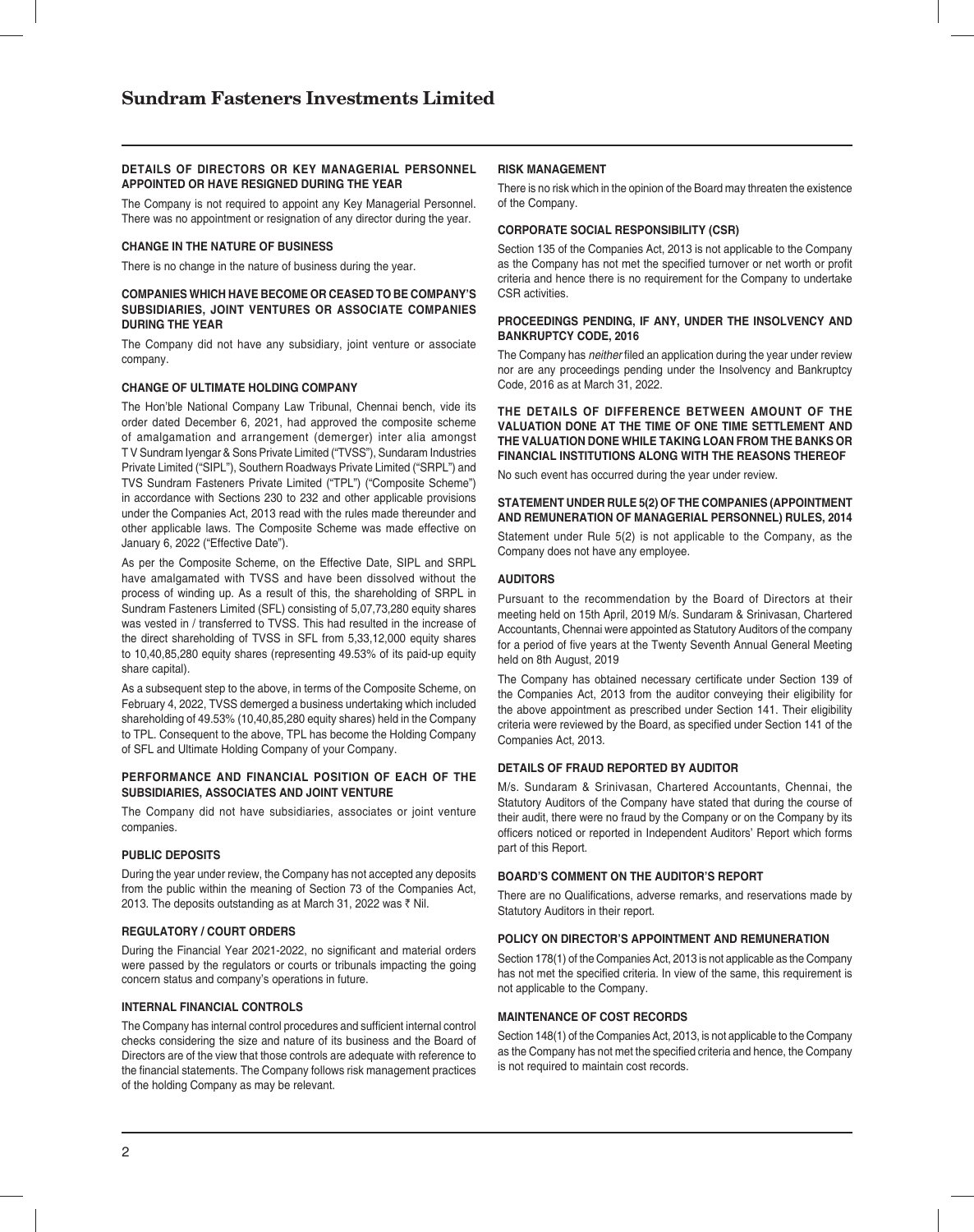### DETAILS OF DIRECTORS OR KEY MANAGERIAL PERSONNEL APPOINTED OR HAVE RESIGNED DURING THE YEAR

The Company is not required to appoint any Key Managerial Personnel. There was no appointment or resignation of any director during the year.

### CHANGE IN THE NATURE OF BUSINESS

There is no change in the nature of business during the year.

### COMPANIES WHICH HAVE BECOME OR CEASED TO BE COMPANY'S SUBSIDIARIES, JOINT VENTURES OR ASSOCIATE COMPANIES DURING THE YEAR

The Company did not have any subsidiary, joint venture or associate company.

### CHANGE OF ULTIMATE HOLDING COMPANY

The Hon'ble National Company Law Tribunal, Chennai bench, vide its order dated December 6, 2021, had approved the composite scheme of amalgamation and arrangement (demerger) inter alia amongst T V Sundram Iyengar & Sons Private Limited ("TVSS"), Sundaram Industries Private Limited ("SIPL"), Southern Roadways Private Limited ("SRPL") and TVS Sundram Fasteners Private Limited ("TPL") ("Composite Scheme") in accordance with Sections 230 to 232 and other applicable provisions under the Companies Act, 2013 read with the rules made thereunder and other applicable laws. The Composite Scheme was made effective on January 6, 2022 ("Effective Date").

As per the Composite Scheme, on the Effective Date, SIPL and SRPL have amalgamated with TVSS and have been dissolved without the process of winding up. As a result of this, the shareholding of SRPL in Sundram Fasteners Limited (SFL) consisting of 5,07,73,280 equity shares was vested in / transferred to TVSS. This had resulted in the increase of the direct shareholding of TVSS in SFL from 5,33,12,000 equity shares to 10,40,85,280 equity shares (representing 49.53% of its paid-up equity share capital).

As a subsequent step to the above, in terms of the Composite Scheme, on February 4, 2022, TVSS demerged a business undertaking which included shareholding of 49.53% (10,40,85,280 equity shares) held in the Company to TPL. Consequent to the above, TPL has become the Holding Company of SFL and Ultimate Holding Company of your Company.

### PERFORMANCE AND FINANCIAL POSITION OF EACH OF THE SUBSIDIARIES, ASSOCIATES AND JOINT VENTURE

The Company did not have subsidiaries, associates or joint venture companies.

### PUBLIC DEPOSITS

During the year under review, the Company has not accepted any deposits from the public within the meaning of Section 73 of the Companies Act, 2013. The deposits outstanding as at March 31, 2022 was ₹ Nil.

### REGULATORY / COURT ORDERS

During the Financial Year 2021-2022, no significant and material orders were passed by the regulators or courts or tribunals impacting the going concern status and company's operations in future.

### INTERNAL FINANCIAL CONTROLS

The Company has internal control procedures and sufficient internal control checks considering the size and nature of its business and the Board of Directors are of the view that those controls are adequate with reference to the financial statements. The Company follows risk management practices of the holding Company as may be relevant.

### RISK MANAGEMENT

There is no risk which in the opinion of the Board may threaten the existence of the Company.

### CORPORATE SOCIAL RESPONSIBILITY (CSR)

Section 135 of the Companies Act, 2013 is not applicable to the Company as the Company has not met the specified turnover or net worth or profit criteria and hence there is no requirement for the Company to undertake CSR activities.

### PROCEEDINGS PENDING, IF ANY, UNDER THE INSOLVENCY AND BANKRUPTCY CODE, 2016

The Company has *neither* filed an application during the year under review nor are any proceedings pending under the Insolvency and Bankruptcy Code, 2016 as at March 31, 2022.

### THE DETAILS OF DIFFERENCE BETWEEN AMOUNT OF THE VALUATION DONE AT THE TIME OF ONE TIME SETTLEMENT AND THE VALUATION DONE WHILE TAKING LOAN FROM THE BANKS OR FINANCIAL INSTITUTIONS ALONG WITH THE REASONS THEREOF

No such event has occurred during the year under review.

### STATEMENT UNDER RULE 5(2) OF THE COMPANIES (APPOINTMENT AND REMUNERATION OF MANAGERIAL PERSONNEL) RULES, 2014

Statement under Rule 5(2) is not applicable to the Company, as the Company does not have any employee.

### AUDITORS

Pursuant to the recommendation by the Board of Directors at their meeting held on 15th April, 2019 M/s. Sundaram & Srinivasan, Chartered Accountants, Chennai were appointed as Statutory Auditors of the company for a period of five years at the Twenty Seventh Annual General Meeting held on 8th August, 2019

The Company has obtained necessary certificate under Section 139 of the Companies Act, 2013 from the auditor conveying their eligibility for the above appointment as prescribed under Section 141. Their eligibility criteria were reviewed by the Board, as specified under Section 141 of the Companies Act, 2013.

### DETAILS OF FRAUD REPORTED BY AUDITOR

M/s. Sundaram & Srinivasan, Chartered Accountants, Chennai, the Statutory Auditors of the Company have stated that during the course of their audit, there were no fraud by the Company or on the Company by its officers noticed or reported in Independent Auditors' Report which forms part of this Report.

### BOARD'S COMMENT ON THE AUDITOR'S REPORT

There are no Qualifications, adverse remarks, and reservations made by Statutory Auditors in their report.

### POLICY ON DIRECTOR'S APPOINTMENT AND REMUNERATION

Section 178(1) of the Companies Act, 2013 is not applicable as the Company has not met the specified criteria. In view of the same, this requirement is not applicable to the Company.

### MAINTENANCE OF COST RECORDS

Section 148(1) of the Companies Act, 2013, is not applicable to the Company as the Company has not met the specified criteria and hence, the Company is not required to maintain cost records.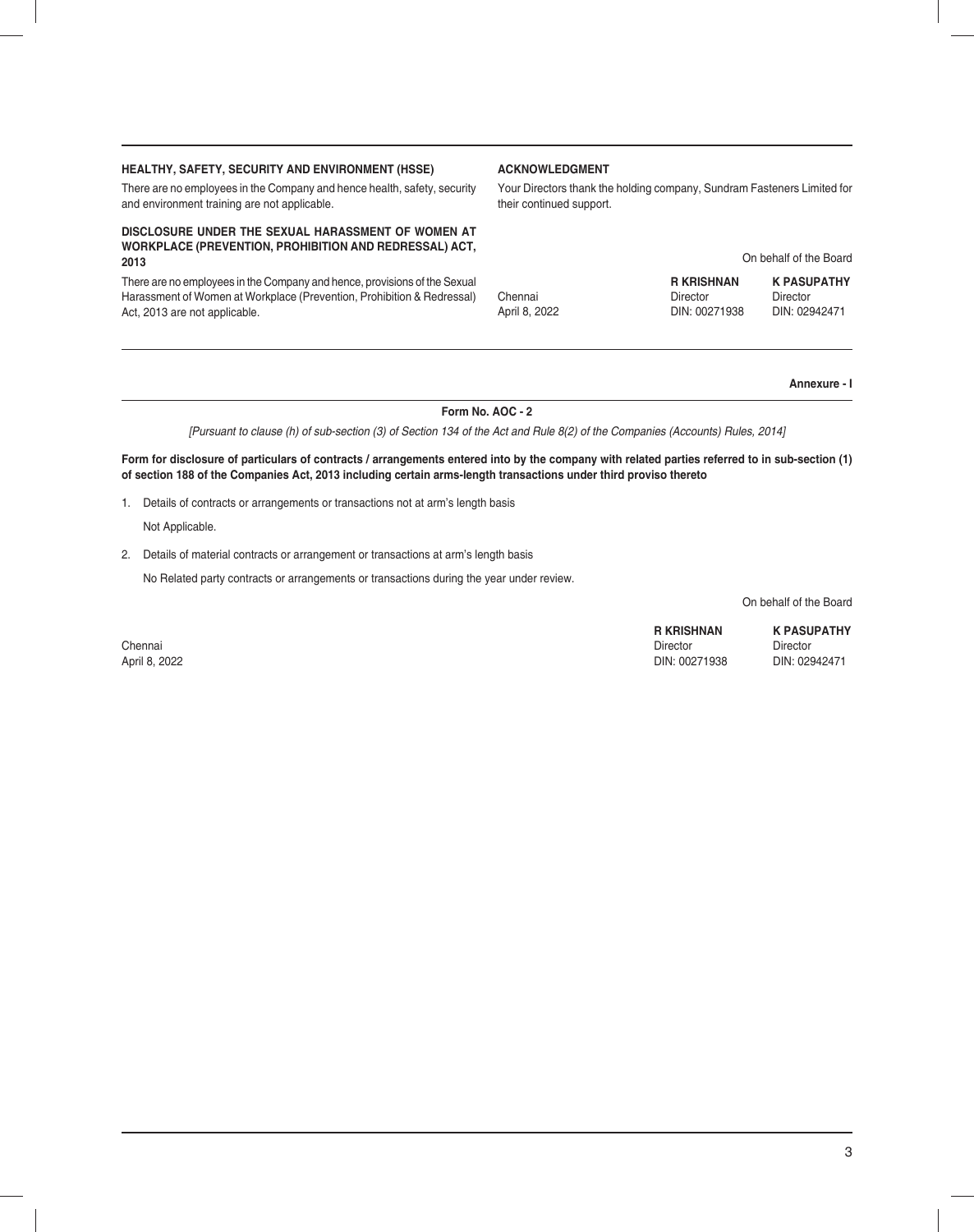### HEALTHY, SAFETY, SECURITY AND ENVIRONMENT (HSSE)

There are no employees in the Company and hence health, safety, security and environment training are not applicable.

### DISCLOSURE UNDER THE SEXUAL HARASSMENT OF WOMEN AT WORKPLACE (PREVENTION, PROHIBITION AND REDRESSAL) ACT, 2013

There are no employees in the Company and hence, provisions of the Sexual Harassment of Women at Workplace (Prevention, Prohibition & Redressal) Act, 2013 are not applicable.

### ACKNOWLEDGMENT

Your Directors thank the holding company, Sundram Fasteners Limited for their continued support.

On behalf of the Board

| | **R KRISHNAN** | **K PASUPATHY** |
|---|---|---|
| Chennai | Director | Director |
| April 8, 2022 | DIN: 00271938 | DIN: 02942471 |

**Annexure - I**

## Form No. AOC - 2

*[Pursuant to clause (h) of sub-section (3) of Section 134 of the Act and Rule 8(2) of the Companies (Accounts) Rules, 2014]*

**Form for disclosure of particulars of contracts / arrangements entered into by the company with related parties referred to in sub-section (1) of section 188 of the Companies Act, 2013 including certain arms-length transactions under third proviso thereto**

1. Details of contracts or arrangements or transactions not at arm's length basis

   Not Applicable.

2. Details of material contracts or arrangement or transactions at arm's length basis

   No Related party contracts or arrangements or transactions during the year under review.

On behalf of the Board

| | **R KRISHNAN** | **K PASUPATHY** |
|---|---|---|
| Chennai | Director | Director |
| April 8, 2022 | DIN: 00271938 | DIN: 02942471 |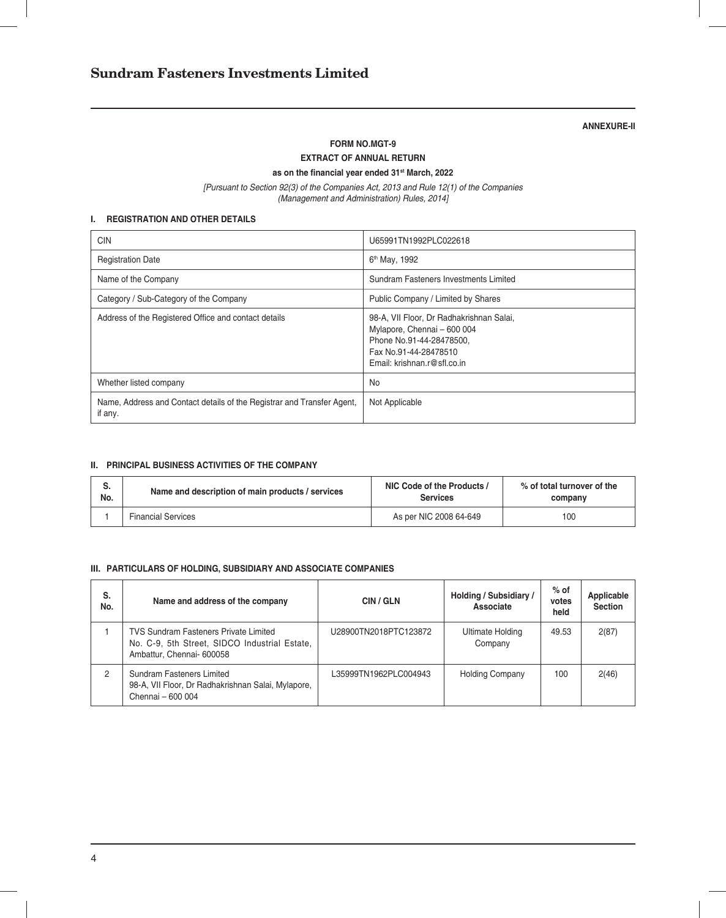**ANNEXURE-II**

**FORM NO.MGT-9**

**EXTRACT OF ANNUAL RETURN**

**as on the financial year ended 31st March, 2022**

*[Pursuant to Section 92(3) of the Companies Act, 2013 and Rule 12(1) of the Companies (Management and Administration) Rules, 2014]*

## I. REGISTRATION AND OTHER DETAILS

| | |
|---|---|
| CIN | U65991TN1992PLC022618 |
| Registration Date | 6th May, 1992 |
| Name of the Company | Sundram Fasteners Investments Limited |
| Category / Sub-Category of the Company | Public Company / Limited by Shares |
| Address of the Registered Office and contact details | 98-A, VII Floor, Dr Radhakrishnan Salai, Mylapore, Chennai – 600 004<br>Phone No.91-44-28478500,<br>Fax No.91-44-28478510<br>Email: krishnan.r@sfl.co.in |
| Whether listed company | No |
| Name, Address and Contact details of the Registrar and Transfer Agent, if any. | Not Applicable |

## II. PRINCIPAL BUSINESS ACTIVITIES OF THE COMPANY

| S. No. | Name and description of main products / services | NIC Code of the Products / Services | % of total turnover of the company |
|---|---|---|---|
| 1 | Financial Services | As per NIC 2008 64-649 | 100 |

## III. PARTICULARS OF HOLDING, SUBSIDIARY AND ASSOCIATE COMPANIES

| S. No. | Name and address of the company | CIN / GLN | Holding / Subsidiary / Associate | % of votes held | Applicable Section |
|---|---|---|---|---|---|
| 1 | TVS Sundram Fasteners Private Limited<br>No. C-9, 5th Street, SIDCO Industrial Estate, Ambattur, Chennai- 600058 | U28900TN2018PTC123872 | Ultimate Holding Company | 49.53 | 2(87) |
| 2 | Sundram Fasteners Limited<br>98-A, VII Floor, Dr Radhakrishnan Salai, Mylapore, Chennai – 600 004 | L35999TN1962PLC004943 | Holding Company | 100 | 2(46) |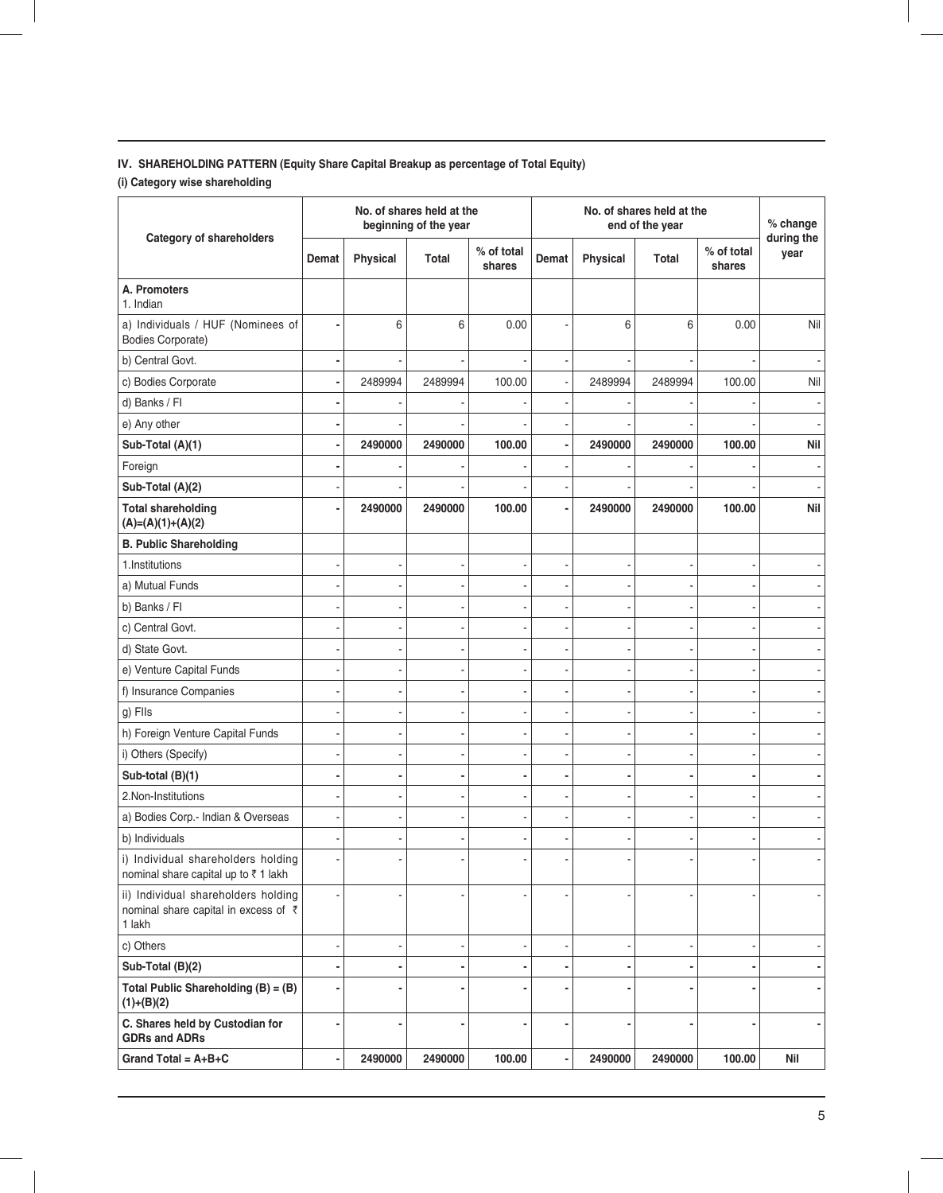### IV. SHAREHOLDING PATTERN (Equity Share Capital Breakup as percentage of Total Equity)

#### (i) Category wise shareholding

| Category of shareholders | No. of shares held at the beginning of the year | | | | No. of shares held at the end of the year | | | | % change during the year |
|---|---|---|---|---|---|---|---|---|---|
| | Demat | Physical | Total | % of total shares | Demat | Physical | Total | % of total shares | |
| **A. Promoters**<br>1. Indian | | | | | | | | | |
| a) Individuals / HUF (Nominees of Bodies Corporate) | - | 6 | 6 | 0.00 | - | 6 | 6 | 0.00 | Nil |
| b) Central Govt. | - | - | - | - | - | - | - | - | - |
| c) Bodies Corporate | - | 2489994 | 2489994 | 100.00 | - | 2489994 | 2489994 | 100.00 | Nil |
| d) Banks / FI | - | - | - | - | - | - | - | - | - |
| e) Any other | - | - | - | - | - | - | - | - | - |
| **Sub-Total (A)(1)** | **-** | **2490000** | **2490000** | **100.00** | **-** | **2490000** | **2490000** | **100.00** | **Nil** |
| Foreign | - | - | - | - | - | - | - | - | - |
| **Sub-Total (A)(2)** | - | - | - | - | - | - | - | - | - |
| **Total shareholding (A)=(A)(1)+(A)(2)** | **-** | **2490000** | **2490000** | **100.00** | **-** | **2490000** | **2490000** | **100.00** | **Nil** |
| **B. Public Shareholding** | | | | | | | | | |
| 1.Institutions | - | - | - | - | - | - | - | - | - |
| a) Mutual Funds | - | - | - | - | - | - | - | - | - |
| b) Banks / FI | - | - | - | - | - | - | - | - | - |
| c) Central Govt. | - | - | - | - | - | - | - | - | - |
| d) State Govt. | - | - | - | - | - | - | - | - | - |
| e) Venture Capital Funds | - | - | - | - | - | - | - | - | - |
| f) Insurance Companies | - | - | - | - | - | - | - | - | - |
| g) FIIs | - | - | - | - | - | - | - | - | - |
| h) Foreign Venture Capital Funds | - | - | - | - | - | - | - | - | - |
| i) Others (Specify) | - | - | - | - | - | - | - | - | - |
| **Sub-total (B)(1)** | **-** | **-** | **-** | **-** | **-** | **-** | **-** | **-** | **-** |
| 2.Non-Institutions | - | - | - | - | - | - | - | - | - |
| a) Bodies Corp.- Indian & Overseas | - | - | - | - | - | - | - | - | - |
| b) Individuals | - | - | - | - | - | - | - | - | - |
| i) Individual shareholders holding nominal share capital up to ₹ 1 lakh | - | - | - | - | - | - | - | - | - |
| ii) Individual shareholders holding nominal share capital in excess of ₹ 1 lakh | - | - | - | - | - | - | - | - | - |
| c) Others | - | - | - | - | - | - | - | - | - |
| **Sub-Total (B)(2)** | **-** | **-** | **-** | **-** | **-** | **-** | **-** | **-** | **-** |
| **Total Public Shareholding (B) = (B)(1)+(B)(2)** | **-** | **-** | **-** | **-** | **-** | **-** | **-** | **-** | **-** |
| **C. Shares held by Custodian for GDRs and ADRs** | **-** | **-** | **-** | **-** | **-** | **-** | **-** | **-** | **-** |
| **Grand Total = A+B+C** | **-** | **2490000** | **2490000** | **100.00** | **-** | **2490000** | **2490000** | **100.00** | **Nil** |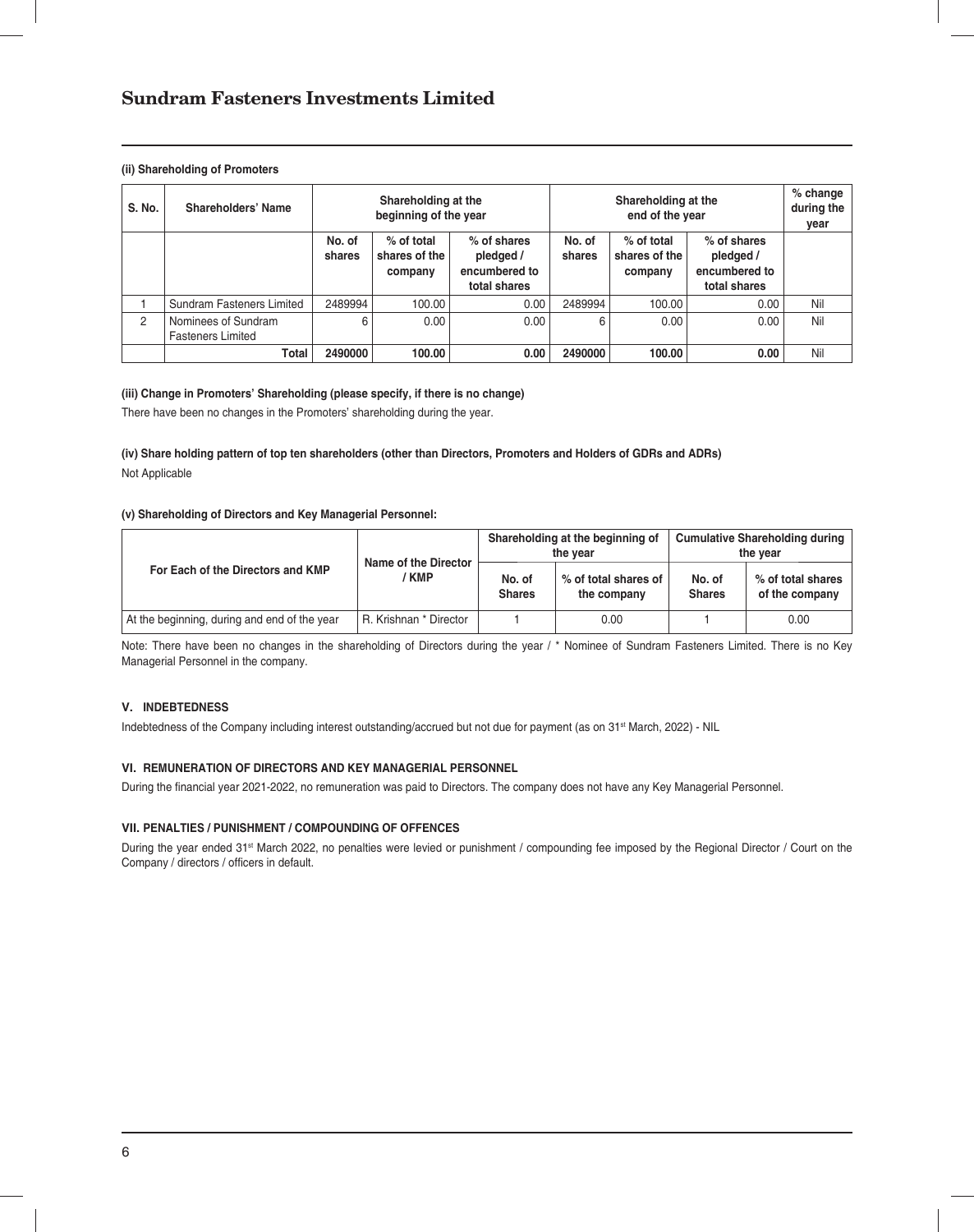**(ii) Shareholding of Promoters**

| S. No. | Shareholders' Name | Shareholding at the beginning of the year | | | Shareholding at the end of the year | | | % change during the year |
|---|---|---|---|---|---|---|---|---|
| | | No. of shares | % of total shares of the company | % of shares pledged / encumbered to total shares | No. of shares | % of total shares of the company | % of shares pledged / encumbered to total shares | |
| 1 | Sundram Fasteners Limited | 2489994 | 100.00 | 0.00 | 2489994 | 100.00 | 0.00 | Nil |
| 2 | Nominees of Sundram Fasteners Limited | 6 | 0.00 | 0.00 | 6 | 0.00 | 0.00 | Nil |
| | **Total** | **2490000** | **100.00** | **0.00** | **2490000** | **100.00** | **0.00** | Nil |

**(iii) Change in Promoters' Shareholding (please specify, if there is no change)**

There have been no changes in the Promoters' shareholding during the year.

**(iv) Share holding pattern of top ten shareholders (other than Directors, Promoters and Holders of GDRs and ADRs)**

Not Applicable

**(v) Shareholding of Directors and Key Managerial Personnel:**

| For Each of the Directors and KMP | Name of the Director / KMP | Shareholding at the beginning of the year | | Cumulative Shareholding during the year | |
|---|---|---|---|---|---|
| | | No. of Shares | % of total shares of the company | No. of Shares | % of total shares of the company |
| At the beginning, during and end of the year | R. Krishnan * Director | 1 | 0.00 | 1 | 0.00 |

Note: There have been no changes in the shareholding of Directors during the year / * Nominee of Sundram Fasteners Limited. There is no Key Managerial Personnel in the company.

**V. INDEBTEDNESS**

Indebtedness of the Company including interest outstanding/accrued but not due for payment (as on 31st March, 2022) - NIL

**VI. REMUNERATION OF DIRECTORS AND KEY MANAGERIAL PERSONNEL**

During the financial year 2021-2022, no remuneration was paid to Directors. The company does not have any Key Managerial Personnel.

**VII. PENALTIES / PUNISHMENT / COMPOUNDING OF OFFENCES**

During the year ended 31st March 2022, no penalties were levied or punishment / compounding fee imposed by the Regional Director / Court on the Company / directors / officers in default.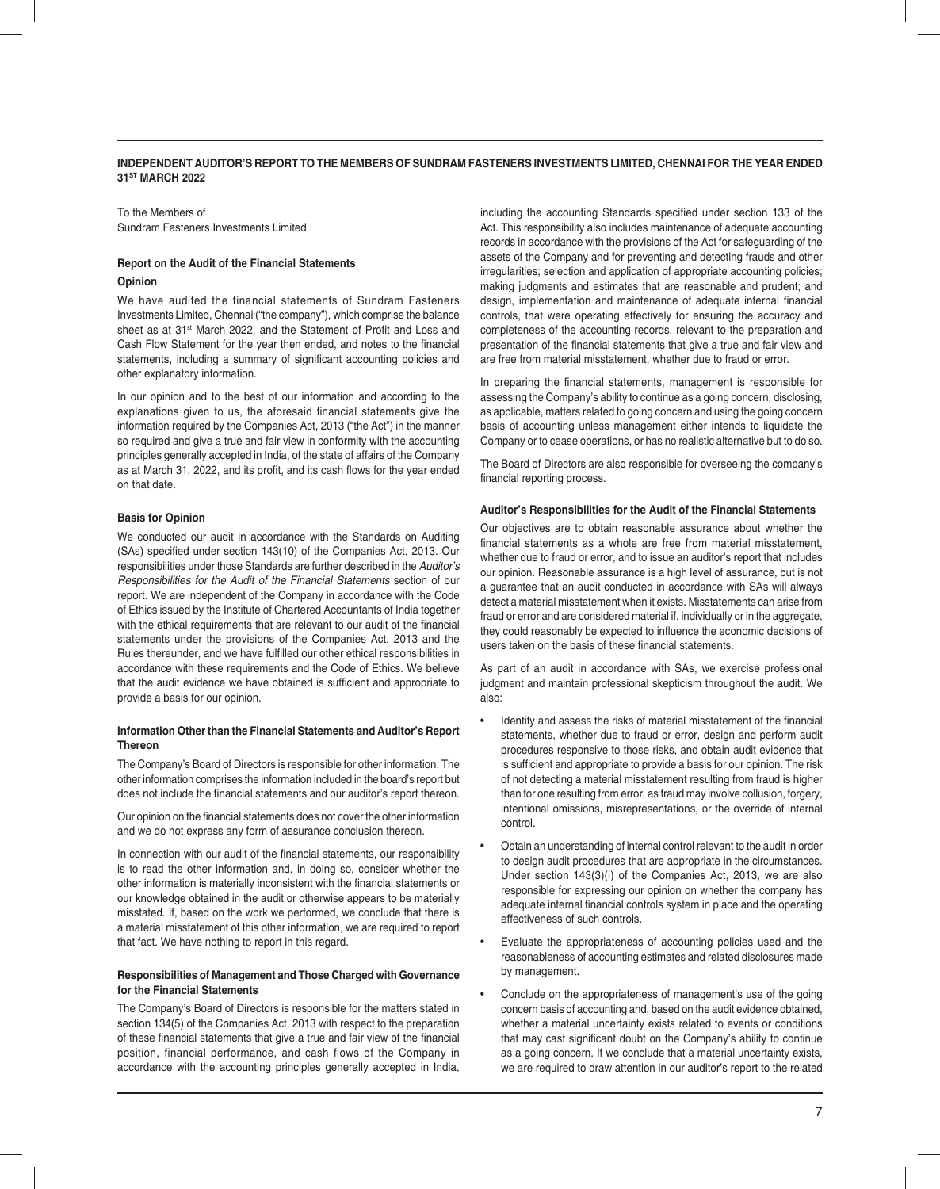**INDEPENDENT AUDITOR'S REPORT TO THE MEMBERS OF SUNDRAM FASTENERS INVESTMENTS LIMITED, CHENNAI FOR THE YEAR ENDED 31[ST] MARCH 2022**

To the Members of
Sundram Fasteners Investments Limited

**Report on the Audit of the Financial Statements**

**Opinion**

We have audited the financial statements of Sundram Fasteners Investments Limited, Chennai ("the company"), which comprise the balance sheet as at 31[st] March 2022, and the Statement of Profit and Loss and Cash Flow Statement for the year then ended, and notes to the financial statements, including a summary of significant accounting policies and other explanatory information.

In our opinion and to the best of our information and according to the explanations given to us, the aforesaid financial statements give the information required by the Companies Act, 2013 ("the Act") in the manner so required and give a true and fair view in conformity with the accounting principles generally accepted in India, of the state of affairs of the Company as at March 31, 2022, and its profit, and its cash flows for the year ended on that date.

**Basis for Opinion**

We conducted our audit in accordance with the Standards on Auditing (SAs) specified under section 143(10) of the Companies Act, 2013. Our responsibilities under those Standards are further described in the *Auditor's Responsibilities for the Audit of the Financial Statements* section of our report. We are independent of the Company in accordance with the Code of Ethics issued by the Institute of Chartered Accountants of India together with the ethical requirements that are relevant to our audit of the financial statements under the provisions of the Companies Act, 2013 and the Rules thereunder, and we have fulfilled our other ethical responsibilities in accordance with these requirements and the Code of Ethics. We believe that the audit evidence we have obtained is sufficient and appropriate to provide a basis for our opinion.

**Information Other than the Financial Statements and Auditor's Report Thereon**

The Company's Board of Directors is responsible for other information. The other information comprises the information included in the board's report but does not include the financial statements and our auditor's report thereon.

Our opinion on the financial statements does not cover the other information and we do not express any form of assurance conclusion thereon.

In connection with our audit of the financial statements, our responsibility is to read the other information and, in doing so, consider whether the other information is materially inconsistent with the financial statements or our knowledge obtained in the audit or otherwise appears to be materially misstated. If, based on the work we performed, we conclude that there is a material misstatement of this other information, we are required to report that fact. We have nothing to report in this regard.

**Responsibilities of Management and Those Charged with Governance for the Financial Statements**

The Company's Board of Directors is responsible for the matters stated in section 134(5) of the Companies Act, 2013 with respect to the preparation of these financial statements that give a true and fair view of the financial position, financial performance, and cash flows of the Company in accordance with the accounting principles generally accepted in India, including the accounting Standards specified under section 133 of the Act. This responsibility also includes maintenance of adequate accounting records in accordance with the provisions of the Act for safeguarding of the assets of the Company and for preventing and detecting frauds and other irregularities; selection and application of appropriate accounting policies; making judgments and estimates that are reasonable and prudent; and design, implementation and maintenance of adequate internal financial controls, that were operating effectively for ensuring the accuracy and completeness of the accounting records, relevant to the preparation and presentation of the financial statements that give a true and fair view and are free from material misstatement, whether due to fraud or error.

In preparing the financial statements, management is responsible for assessing the Company's ability to continue as a going concern, disclosing, as applicable, matters related to going concern and using the going concern basis of accounting unless management either intends to liquidate the Company or to cease operations, or has no realistic alternative but to do so.

The Board of Directors are also responsible for overseeing the company's financial reporting process.

**Auditor's Responsibilities for the Audit of the Financial Statements**

Our objectives are to obtain reasonable assurance about whether the financial statements as a whole are free from material misstatement, whether due to fraud or error, and to issue an auditor's report that includes our opinion. Reasonable assurance is a high level of assurance, but is not a guarantee that an audit conducted in accordance with SAs will always detect a material misstatement when it exists. Misstatements can arise from fraud or error and are considered material if, individually or in the aggregate, they could reasonably be expected to influence the economic decisions of users taken on the basis of these financial statements.

As part of an audit in accordance with SAs, we exercise professional judgment and maintain professional skepticism throughout the audit. We also:

- Identify and assess the risks of material misstatement of the financial statements, whether due to fraud or error, design and perform audit procedures responsive to those risks, and obtain audit evidence that is sufficient and appropriate to provide a basis for our opinion. The risk of not detecting a material misstatement resulting from fraud is higher than for one resulting from error, as fraud may involve collusion, forgery, intentional omissions, misrepresentations, or the override of internal control.
- Obtain an understanding of internal control relevant to the audit in order to design audit procedures that are appropriate in the circumstances. Under section 143(3)(i) of the Companies Act, 2013, we are also responsible for expressing our opinion on whether the company has adequate internal financial controls system in place and the operating effectiveness of such controls.
- Evaluate the appropriateness of accounting policies used and the reasonableness of accounting estimates and related disclosures made by management.
- Conclude on the appropriateness of management's use of the going concern basis of accounting and, based on the audit evidence obtained, whether a material uncertainty exists related to events or conditions that may cast significant doubt on the Company's ability to continue as a going concern. If we conclude that a material uncertainty exists, we are required to draw attention in our auditor's report to the related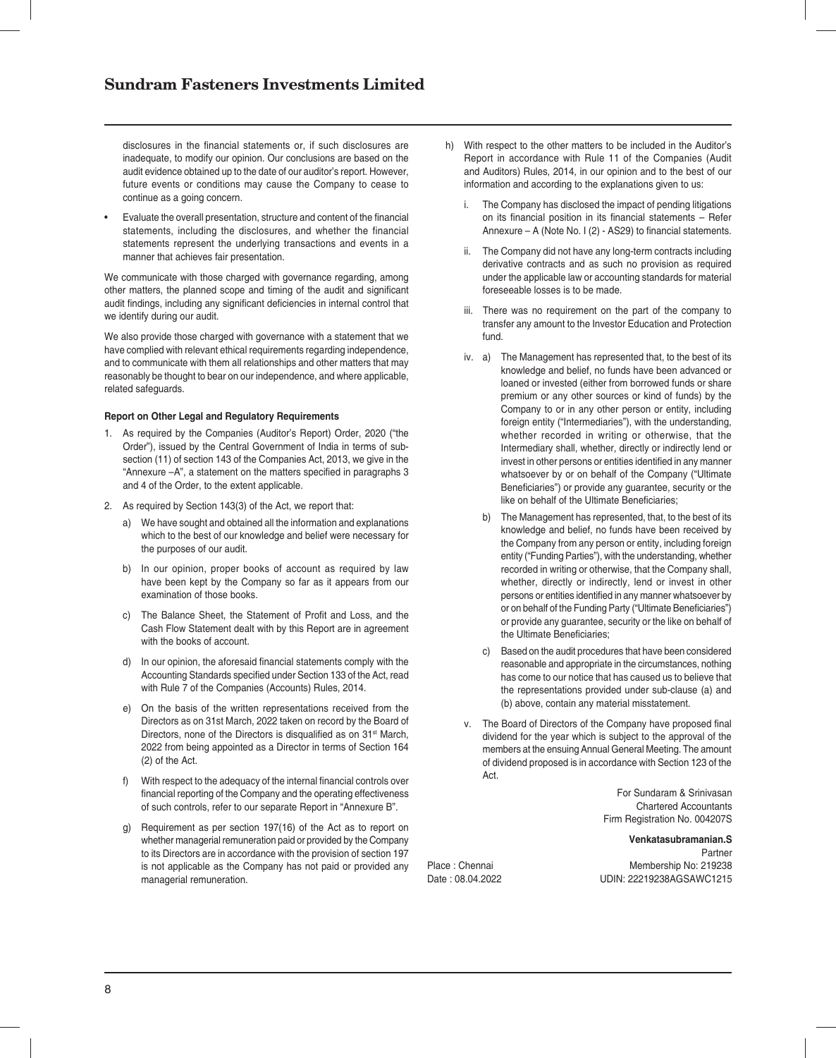disclosures in the financial statements or, if such disclosures are inadequate, to modify our opinion. Our conclusions are based on the audit evidence obtained up to the date of our auditor's report. However, future events or conditions may cause the Company to cease to continue as a going concern.

- Evaluate the overall presentation, structure and content of the financial statements, including the disclosures, and whether the financial statements represent the underlying transactions and events in a manner that achieves fair presentation.

We communicate with those charged with governance regarding, among other matters, the planned scope and timing of the audit and significant audit findings, including any significant deficiencies in internal control that we identify during our audit.

We also provide those charged with governance with a statement that we have complied with relevant ethical requirements regarding independence, and to communicate with them all relationships and other matters that may reasonably be thought to bear on our independence, and where applicable, related safeguards.

**Report on Other Legal and Regulatory Requirements**

1. As required by the Companies (Auditor's Report) Order, 2020 ("the Order"), issued by the Central Government of India in terms of sub-section (11) of section 143 of the Companies Act, 2013, we give in the "Annexure –A", a statement on the matters specified in paragraphs 3 and 4 of the Order, to the extent applicable.

2. As required by Section 143(3) of the Act, we report that:

   a) We have sought and obtained all the information and explanations which to the best of our knowledge and belief were necessary for the purposes of our audit.

   b) In our opinion, proper books of account as required by law have been kept by the Company so far as it appears from our examination of those books.

   c) The Balance Sheet, the Statement of Profit and Loss, and the Cash Flow Statement dealt with by this Report are in agreement with the books of account.

   d) In our opinion, the aforesaid financial statements comply with the Accounting Standards specified under Section 133 of the Act, read with Rule 7 of the Companies (Accounts) Rules, 2014.

   e) On the basis of the written representations received from the Directors as on 31st March, 2022 taken on record by the Board of Directors, none of the Directors is disqualified as on 31st March, 2022 from being appointed as a Director in terms of Section 164 (2) of the Act.

   f) With respect to the adequacy of the internal financial controls over financial reporting of the Company and the operating effectiveness of such controls, refer to our separate Report in "Annexure B".

   g) Requirement as per section 197(16) of the Act as to report on whether managerial remuneration paid or provided by the Company to its Directors are in accordance with the provision of section 197 is not applicable as the Company has not paid or provided any managerial remuneration.

   h) With respect to the other matters to be included in the Auditor's Report in accordance with Rule 11 of the Companies (Audit and Auditors) Rules, 2014, in our opinion and to the best of our information and according to the explanations given to us:

      i. The Company has disclosed the impact of pending litigations on its financial position in its financial statements – Refer Annexure – A (Note No. I (2) - AS29) to financial statements.

      ii. The Company did not have any long-term contracts including derivative contracts and as such no provision as required under the applicable law or accounting standards for material foreseeable losses is to be made.

      iii. There was no requirement on the part of the company to transfer any amount to the Investor Education and Protection fund.

      iv. a) The Management has represented that, to the best of its knowledge and belief, no funds have been advanced or loaned or invested (either from borrowed funds or share premium or any other sources or kind of funds) by the Company to or in any other person or entity, including foreign entity ("Intermediaries"), with the understanding, whether recorded in writing or otherwise, that the Intermediary shall, whether, directly or indirectly lend or invest in other persons or entities identified in any manner whatsoever by or on behalf of the Company ("Ultimate Beneficiaries") or provide any guarantee, security or the like on behalf of the Ultimate Beneficiaries;

      b) The Management has represented, that, to the best of its knowledge and belief, no funds have been received by the Company from any person or entity, including foreign entity ("Funding Parties"), with the understanding, whether recorded in writing or otherwise, that the Company shall, whether, directly or indirectly, lend or invest in other persons or entities identified in any manner whatsoever by or on behalf of the Funding Party ("Ultimate Beneficiaries") or provide any guarantee, security or the like on behalf of the Ultimate Beneficiaries;

      c) Based on the audit procedures that have been considered reasonable and appropriate in the circumstances, nothing has come to our notice that has caused us to believe that the representations provided under sub-clause (a) and (b) above, contain any material misstatement.

      v. The Board of Directors of the Company have proposed final dividend for the year which is subject to the approval of the members at the ensuing Annual General Meeting. The amount of dividend proposed is in accordance with Section 123 of the Act.

For Sundaram & Srinivasan
Chartered Accountants
Firm Registration No. 004207S

**Venkatasubramanian.S**
Partner
Membership No: 219238
UDIN: 22219238AGSAWC1215

Place : Chennai
Date : 08.04.2022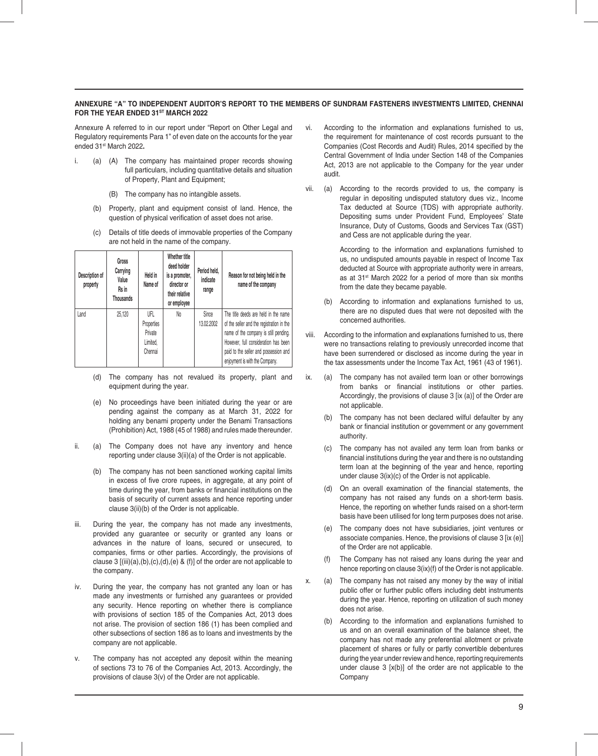**ANNEXURE "A" TO INDEPENDENT AUDITOR'S REPORT TO THE MEMBERS OF SUNDRAM FASTENERS INVESTMENTS LIMITED, CHENNAI FOR THE YEAR ENDED 31ST MARCH 2022**

Annexure A referred to in our report under "Report on Other Legal and Regulatory requirements Para 1" of even date on the accounts for the year ended 31st March 2022**.**

i. (a) (A) The company has maintained proper records showing full particulars, including quantitative details and situation of Property, Plant and Equipment;

(B) The company has no intangible assets.

(b) Property, plant and equipment consist of land. Hence, the question of physical verification of asset does not arise.

(c) Details of title deeds of immovable properties of the Company are not held in the name of the company.

| Description of property | Gross Carrying Value Rs in Thousands | Held in Name of | Whether title deed holder is a promoter, director or their relative or employee | Period held, indicate range | Reason for not being held in the name of the company |
|---|---|---|---|---|---|
| Land | 25,120 | UFL Properties Private Limited, Chennai | No | Since 13.02.2002 | The title deeds are held in the name of the seller and the registration in the name of the company is still pending. However, full consideration has been paid to the seller and possession and enjoyment is with the Company. |

(d) The company has not revalued its property, plant and equipment during the year.

(e) No proceedings have been initiated during the year or are pending against the company as at March 31, 2022 for holding any benami property under the Benami Transactions (Prohibition) Act, 1988 (45 of 1988) and rules made thereunder.

ii. (a) The Company does not have any inventory and hence reporting under clause 3(ii)(a) of the Order is not applicable.

(b) The company has not been sanctioned working capital limits in excess of five crore rupees, in aggregate, at any point of time during the year, from banks or financial institutions on the basis of security of current assets and hence reporting under clause 3(ii)(b) of the Order is not applicable.

iii. During the year, the company has not made any investments, provided any guarantee or security or granted any loans or advances in the nature of loans, secured or unsecured, to companies, firms or other parties. Accordingly, the provisions of clause 3 [(iii)(a),(b),(c),(d),(e) & (f)] of the order are not applicable to the company.

iv. During the year, the company has not granted any loan or has made any investments or furnished any guarantees or provided any security. Hence reporting on whether there is compliance with provisions of section 185 of the Companies Act, 2013 does not arise. The provision of section 186 (1) has been complied and other subsections of section 186 as to loans and investments by the company are not applicable.

v. The company has not accepted any deposit within the meaning of sections 73 to 76 of the Companies Act, 2013. Accordingly, the provisions of clause 3(v) of the Order are not applicable.

vi. According to the information and explanations furnished to us, the requirement for maintenance of cost records pursuant to the Companies (Cost Records and Audit) Rules, 2014 specified by the Central Government of India under Section 148 of the Companies Act, 2013 are not applicable to the Company for the year under audit.

vii. (a) According to the records provided to us, the company is regular in depositing undisputed statutory dues viz., Income Tax deducted at Source (TDS) with appropriate authority. Depositing sums under Provident Fund, Employees' State Insurance, Duty of Customs, Goods and Services Tax (GST) and Cess are not applicable during the year.

According to the information and explanations furnished to us, no undisputed amounts payable in respect of Income Tax deducted at Source with appropriate authority were in arrears, as at 31st March 2022 for a period of more than six months from the date they became payable.

(b) According to the information and explanations furnished to us, there are no disputed dues that were not deposited with the concerned authorities.

viii. According to the information and explanations furnished to us, there were no transactions relating to previously unrecorded income that have been surrendered or disclosed as income during the year in the tax assessments under the Income Tax Act, 1961 (43 of 1961).

ix. (a) The company has not availed term loan or other borrowings from banks or financial institutions or other parties. Accordingly, the provisions of clause 3 [ix (a)] of the Order are not applicable.

(b) The company has not been declared wilful defaulter by any bank or financial institution or government or any government authority.

(c) The company has not availed any term loan from banks or financial institutions during the year and there is no outstanding term loan at the beginning of the year and hence, reporting under clause 3(ix)(c) of the Order is not applicable.

(d) On an overall examination of the financial statements, the company has not raised any funds on a short-term basis. Hence, the reporting on whether funds raised on a short-term basis have been utilised for long term purposes does not arise.

(e) The company does not have subsidiaries, joint ventures or associate companies. Hence, the provisions of clause 3 [ix (e)] of the Order are not applicable.

(f) The Company has not raised any loans during the year and hence reporting on clause 3(ix)(f) of the Order is not applicable.

x. (a) The company has not raised any money by the way of initial public offer or further public offers including debt instruments during the year. Hence, reporting on utilization of such money does not arise.

(b) According to the information and explanations furnished to us and on an overall examination of the balance sheet, the company has not made any preferential allotment or private placement of shares or fully or partly convertible debentures during the year under review and hence, reporting requirements under clause 3 [x(b)] of the order are not applicable to the Company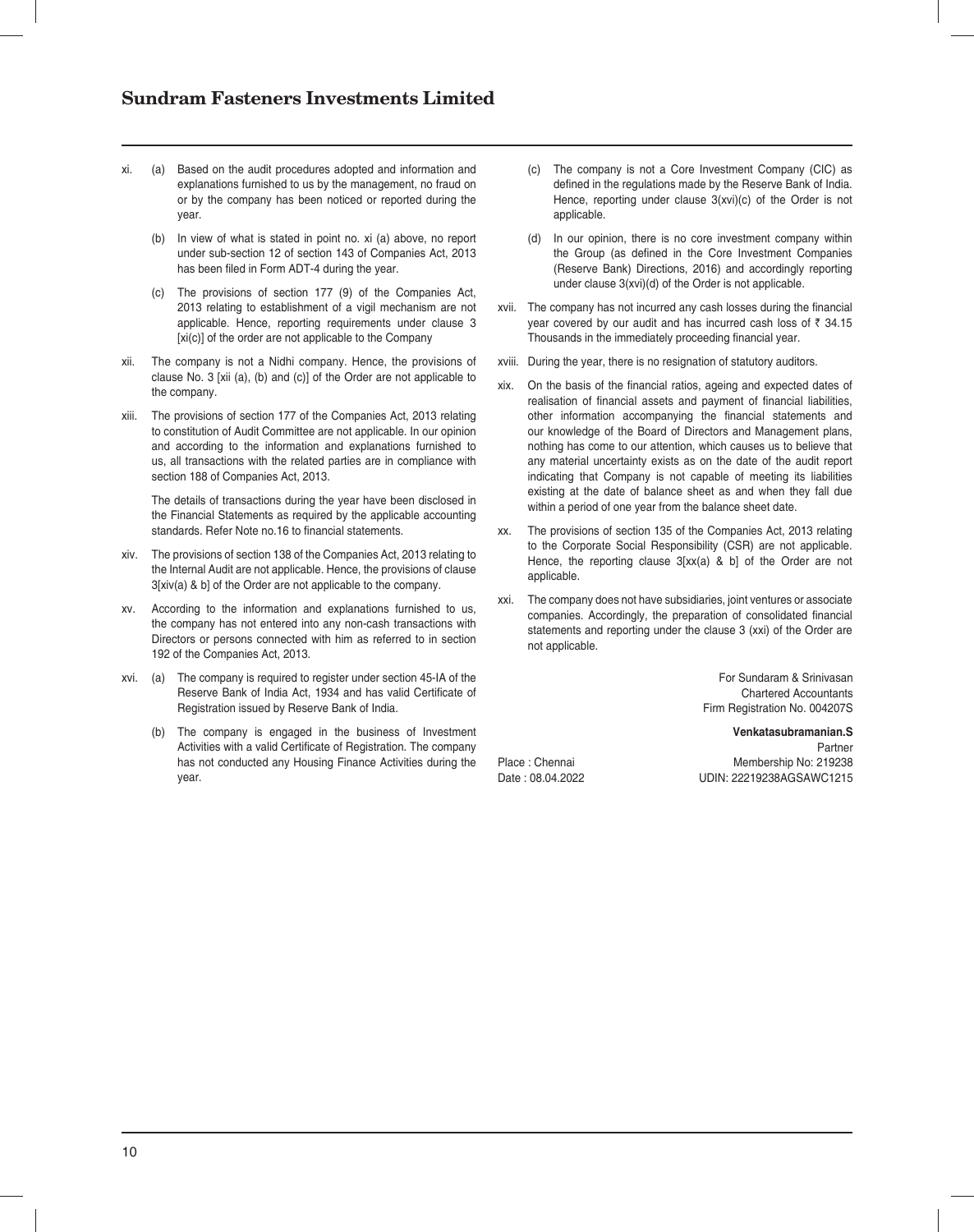xi. (a) Based on the audit procedures adopted and information and explanations furnished to us by the management, no fraud on or by the company has been noticed or reported during the year.

(b) In view of what is stated in point no. xi (a) above, no report under sub-section 12 of section 143 of Companies Act, 2013 has been filed in Form ADT-4 during the year.

(c) The provisions of section 177 (9) of the Companies Act, 2013 relating to establishment of a vigil mechanism are not applicable. Hence, reporting requirements under clause 3 [xi(c)] of the order are not applicable to the Company

xii. The company is not a Nidhi company. Hence, the provisions of clause No. 3 [xii (a), (b) and (c)] of the Order are not applicable to the company.

xiii. The provisions of section 177 of the Companies Act, 2013 relating to constitution of Audit Committee are not applicable. In our opinion and according to the information and explanations furnished to us, all transactions with the related parties are in compliance with section 188 of Companies Act, 2013.

The details of transactions during the year have been disclosed in the Financial Statements as required by the applicable accounting standards. Refer Note no.16 to financial statements.

xiv. The provisions of section 138 of the Companies Act, 2013 relating to the Internal Audit are not applicable. Hence, the provisions of clause 3[xiv(a) & b] of the Order are not applicable to the company.

xv. According to the information and explanations furnished to us, the company has not entered into any non-cash transactions with Directors or persons connected with him as referred to in section 192 of the Companies Act, 2013.

xvi. (a) The company is required to register under section 45-IA of the Reserve Bank of India Act, 1934 and has valid Certificate of Registration issued by Reserve Bank of India.

(b) The company is engaged in the business of Investment Activities with a valid Certificate of Registration. The company has not conducted any Housing Finance Activities during the year.

(c) The company is not a Core Investment Company (CIC) as defined in the regulations made by the Reserve Bank of India. Hence, reporting under clause 3(xvi)(c) of the Order is not applicable.

(d) In our opinion, there is no core investment company within the Group (as defined in the Core Investment Companies (Reserve Bank) Directions, 2016) and accordingly reporting under clause 3(xvi)(d) of the Order is not applicable.

xvii. The company has not incurred any cash losses during the financial year covered by our audit and has incurred cash loss of ₹ 34.15 Thousands in the immediately proceeding financial year.

xviii. During the year, there is no resignation of statutory auditors.

xix. On the basis of the financial ratios, ageing and expected dates of realisation of financial assets and payment of financial liabilities, other information accompanying the financial statements and our knowledge of the Board of Directors and Management plans, nothing has come to our attention, which causes us to believe that any material uncertainty exists as on the date of the audit report indicating that Company is not capable of meeting its liabilities existing at the date of balance sheet as and when they fall due within a period of one year from the balance sheet date.

xx. The provisions of section 135 of the Companies Act, 2013 relating to the Corporate Social Responsibility (CSR) are not applicable. Hence, the reporting clause 3[xx(a) & b] of the Order are not applicable.

xxi. The company does not have subsidiaries, joint ventures or associate companies. Accordingly, the preparation of consolidated financial statements and reporting under the clause 3 (xxi) of the Order are not applicable.

For Sundaram & Srinivasan
Chartered Accountants
Firm Registration No. 004207S

**Venkatasubramanian.S**
Partner
Membership No: 219238
UDIN: 22219238AGSAWC1215

Place : Chennai
Date : 08.04.2022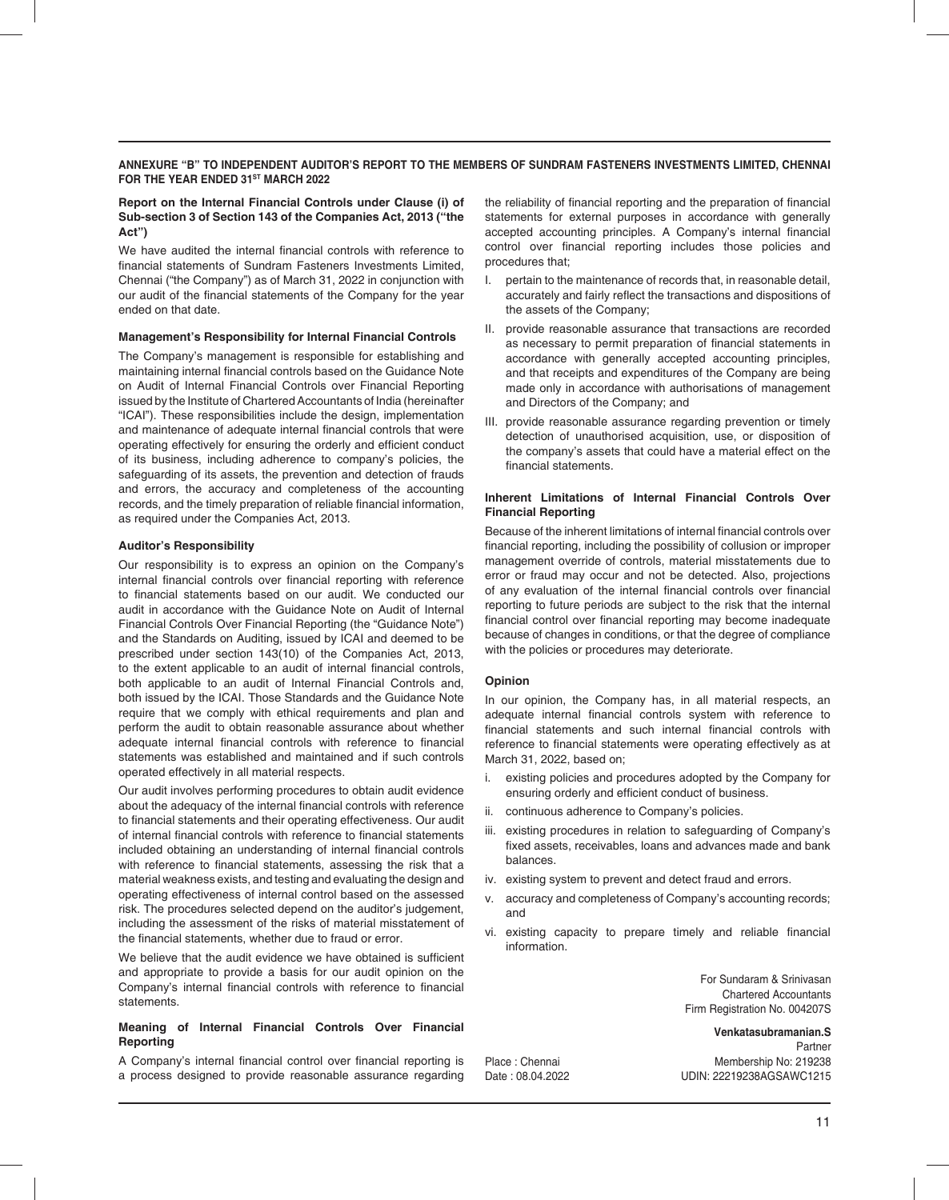## ANNEXURE "B" TO INDEPENDENT AUDITOR'S REPORT TO THE MEMBERS OF SUNDRAM FASTENERS INVESTMENTS LIMITED, CHENNAI FOR THE YEAR ENDED 31ST MARCH 2022

**Report on the Internal Financial Controls under Clause (i) of Sub-section 3 of Section 143 of the Companies Act, 2013 ("the Act")**

We have audited the internal financial controls with reference to financial statements of Sundram Fasteners Investments Limited, Chennai ("the Company") as of March 31, 2022 in conjunction with our audit of the financial statements of the Company for the year ended on that date.

**Management's Responsibility for Internal Financial Controls**

The Company's management is responsible for establishing and maintaining internal financial controls based on the Guidance Note on Audit of Internal Financial Controls over Financial Reporting issued by the Institute of Chartered Accountants of India (hereinafter "ICAI"). These responsibilities include the design, implementation and maintenance of adequate internal financial controls that were operating effectively for ensuring the orderly and efficient conduct of its business, including adherence to company's policies, the safeguarding of its assets, the prevention and detection of frauds and errors, the accuracy and completeness of the accounting records, and the timely preparation of reliable financial information, as required under the Companies Act, 2013.

**Auditor's Responsibility**

Our responsibility is to express an opinion on the Company's internal financial controls over financial reporting with reference to financial statements based on our audit. We conducted our audit in accordance with the Guidance Note on Audit of Internal Financial Controls Over Financial Reporting (the "Guidance Note") and the Standards on Auditing, issued by ICAI and deemed to be prescribed under section 143(10) of the Companies Act, 2013, to the extent applicable to an audit of internal financial controls, both applicable to an audit of Internal Financial Controls and, both issued by the ICAI. Those Standards and the Guidance Note require that we comply with ethical requirements and plan and perform the audit to obtain reasonable assurance about whether adequate internal financial controls with reference to financial statements was established and maintained and if such controls operated effectively in all material respects.

Our audit involves performing procedures to obtain audit evidence about the adequacy of the internal financial controls with reference to financial statements and their operating effectiveness. Our audit of internal financial controls with reference to financial statements included obtaining an understanding of internal financial controls with reference to financial statements, assessing the risk that a material weakness exists, and testing and evaluating the design and operating effectiveness of internal control based on the assessed risk. The procedures selected depend on the auditor's judgement, including the assessment of the risks of material misstatement of the financial statements, whether due to fraud or error.

We believe that the audit evidence we have obtained is sufficient and appropriate to provide a basis for our audit opinion on the Company's internal financial controls with reference to financial statements.

**Meaning of Internal Financial Controls Over Financial Reporting**

A Company's internal financial control over financial reporting is a process designed to provide reasonable assurance regarding the reliability of financial reporting and the preparation of financial statements for external purposes in accordance with generally accepted accounting principles. A Company's internal financial control over financial reporting includes those policies and procedures that;

I. pertain to the maintenance of records that, in reasonable detail, accurately and fairly reflect the transactions and dispositions of the assets of the Company;

II. provide reasonable assurance that transactions are recorded as necessary to permit preparation of financial statements in accordance with generally accepted accounting principles, and that receipts and expenditures of the Company are being made only in accordance with authorisations of management and Directors of the Company; and

III. provide reasonable assurance regarding prevention or timely detection of unauthorised acquisition, use, or disposition of the company's assets that could have a material effect on the financial statements.

**Inherent Limitations of Internal Financial Controls Over Financial Reporting**

Because of the inherent limitations of internal financial controls over financial reporting, including the possibility of collusion or improper management override of controls, material misstatements due to error or fraud may occur and not be detected. Also, projections of any evaluation of the internal financial controls over financial reporting to future periods are subject to the risk that the internal financial control over financial reporting may become inadequate because of changes in conditions, or that the degree of compliance with the policies or procedures may deteriorate.

**Opinion**

In our opinion, the Company has, in all material respects, an adequate internal financial controls system with reference to financial statements and such internal financial controls with reference to financial statements were operating effectively as at March 31, 2022, based on;

i. existing policies and procedures adopted by the Company for ensuring orderly and efficient conduct of business.

ii. continuous adherence to Company's policies.

iii. existing procedures in relation to safeguarding of Company's fixed assets, receivables, loans and advances made and bank balances.

iv. existing system to prevent and detect fraud and errors.

v. accuracy and completeness of Company's accounting records; and

vi. existing capacity to prepare timely and reliable financial information.

For Sundaram & Srinivasan
Chartered Accountants
Firm Registration No. 004207S

**Venkatasubramanian.S**
Partner
Membership No: 219238
UDIN: 22219238AGSAWC1215

Place : Chennai
Date : 08.04.2022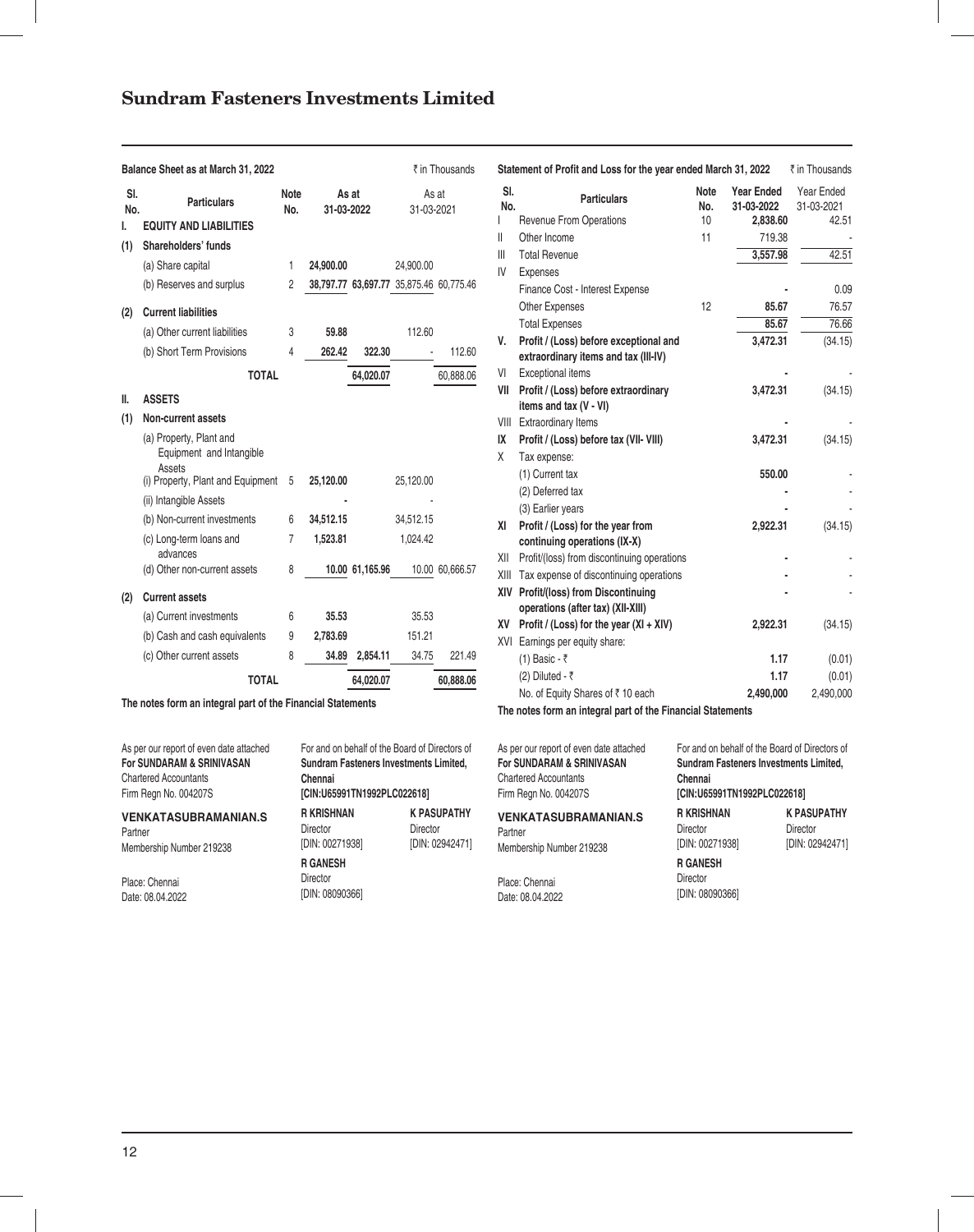# Sundram Fasteners Investments Limited

**Balance Sheet as at March 31, 2022** ₹ in Thousands

| Sl. No. | Particulars | Note No. | As at 31-03-2022 | | As at 31-03-2021 | |
|---|---|---|---|---|---|---|
| **I.** | **EQUITY AND LIABILITIES** | | | | | |
| **(1)** | **Shareholders' funds** | | | | | |
| | (a) Share capital | 1 | **24,900.00** | | 24,900.00 | |
| | (b) Reserves and surplus | 2 | **38,797.77** | **63,697.77** | 35,875.46 | 60,775.46 |
| **(2)** | **Current liabilities** | | | | | |
| | (a) Other current liabilities | 3 | **59.88** | | 112.60 | |
| | (b) Short Term Provisions | 4 | **262.42** | **322.30** | - | 112.60 |
| | **TOTAL** | | | **64,020.07** | | 60,888.06 |
| **II.** | **ASSETS** | | | | | |
| **(1)** | **Non-current assets** | | | | | |
| | (a) Property, Plant and Equipment and Intangible Assets | | | | | |
| | (i) Property, Plant and Equipment | 5 | **25,120.00** | | 25,120.00 | |
| | (ii) Intangible Assets | | **-** | | - | |
| | (b) Non-current investments | 6 | **34,512.15** | | 34,512.15 | |
| | (c) Long-term loans and advances | 7 | **1,523.81** | | 1,024.42 | |
| | (d) Other non-current assets | 8 | **10.00** | **61,165.96** | 10.00 | 60,666.57 |
| **(2)** | **Current assets** | | | | | |
| | (a) Current investments | 6 | **35.53** | | 35.53 | |
| | (b) Cash and cash equivalents | 9 | **2,783.69** | | 151.21 | |
| | (c) Other current assets | 8 | **34.89** | **2,854.11** | 34.75 | 221.49 |
| | **TOTAL** | | | **64,020.07** | | **60,888.06** |

**The notes form an integral part of the Financial Statements**

As per our report of even date attached
**For SUNDARAM & SRINIVASAN**
Chartered Accountants
Firm Regn No. 004207S

**VENKATASUBRAMANIAN.S**
Partner
Membership Number 219238

Place: Chennai
Date: 08.04.2022

For and on behalf of the Board of Directors of **Sundram Fasteners Investments Limited, Chennai**
**[CIN:U65991TN1992PLC022618]**

**R KRISHNAN**
Director
[DIN: 00271938]

**K PASUPATHY**
Director
[DIN: 02942471]

**R GANESH**
Director
[DIN: 08090366]

**Statement of Profit and Loss for the year ended March 31, 2022** ₹ in Thousands

| Sl. No. | Particulars | Note No. | Year Ended 31-03-2022 | Year Ended 31-03-2021 |
|---|---|---|---|---|
| I | Revenue From Operations | 10 | **2,838.60** | 42.51 |
| II | Other Income | 11 | 719.38 | - |
| III | Total Revenue | | **3,557.98** | 42.51 |
| IV | Expenses | | | |
| | Finance Cost - Interest Expense | | **-** | 0.09 |
| | Other Expenses | 12 | **85.67** | 76.57 |
| | Total Expenses | | **85.67** | 76.66 |
| **V.** | **Profit / (Loss) before exceptional and extraordinary items and tax (III-IV)** | | **3,472.31** | (34.15) |
| VI | Exceptional items | | **-** | - |
| **VII** | **Profit / (Loss) before extraordinary items and tax (V - VI)** | | **3,472.31** | (34.15) |
| VIII | Extraordinary Items | | **-** | - |
| **IX** | **Profit / (Loss) before tax (VII- VIII)** | | **3,472.31** | (34.15) |
| X | Tax expense: | | | |
| | (1) Current tax | | **550.00** | - |
| | (2) Deferred tax | | **-** | - |
| | (3) Earlier years | | **-** | - |
| **XI** | **Profit / (Loss) for the year from continuing operations (IX-X)** | | **2,922.31** | (34.15) |
| XII | Profit/(loss) from discontinuing operations | | **-** | - |
| XIII | Tax expense of discontinuing operations | | **-** | - |
| **XIV** | **Profit/(loss) from Discontinuing operations (after tax) (XII-XIII)** | | **-** | - |
| **XV** | **Profit / (Loss) for the year (XI + XIV)** | | **2,922.31** | (34.15) |
| XVI | Earnings per equity share: | | | |
| | (1) Basic - ₹ | | **1.17** | (0.01) |
| | (2) Diluted - ₹ | | **1.17** | (0.01) |
| | No. of Equity Shares of ₹ 10 each | | **2,490,000** | 2,490,000 |

**The notes form an integral part of the Financial Statements**

As per our report of even date attached
**For SUNDARAM & SRINIVASAN**
Chartered Accountants
Firm Regn No. 004207S

**VENKATASUBRAMANIAN.S**
Partner
Membership Number 219238

Place: Chennai
Date: 08.04.2022

For and on behalf of the Board of Directors of **Sundram Fasteners Investments Limited, Chennai**
**[CIN:U65991TN1992PLC022618]**

**R KRISHNAN**
Director
[DIN: 00271938]

**K PASUPATHY**
Director
[DIN: 02942471]

**R GANESH**
Director
[DIN: 08090366]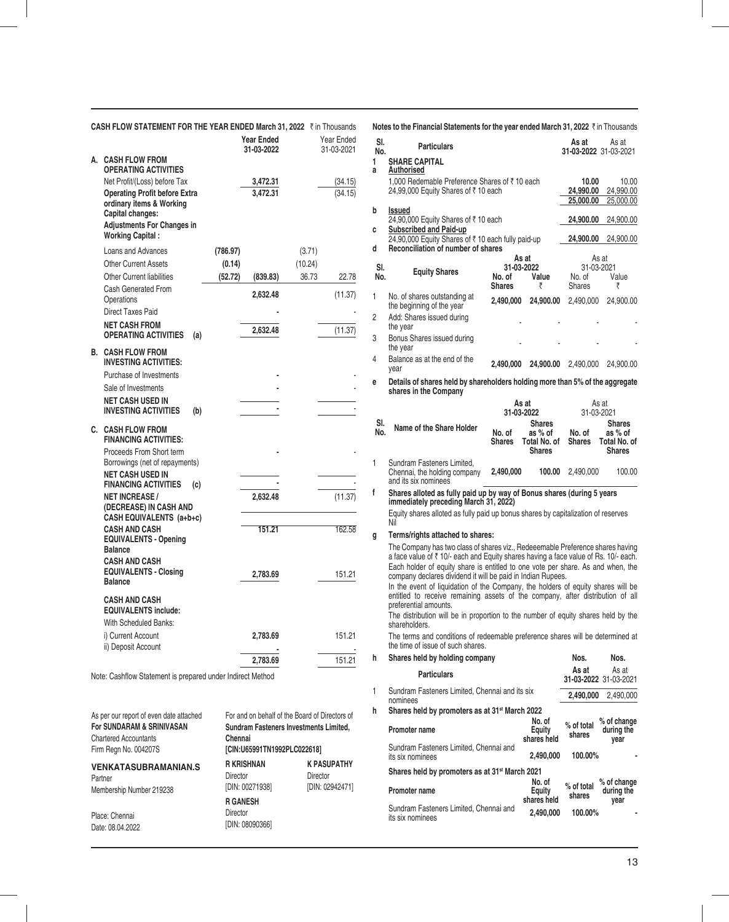## CASH FLOW STATEMENT FOR THE YEAR ENDED March 31, 2022 ₹ in Thousands

| | | Year Ended 31-03-2022 | | Year Ended 31-03-2021 | |
|---|---|---|---|---|---|
| **A.** | **CASH FLOW FROM OPERATING ACTIVITIES** | | | | |
| | Net Profit/(Loss) before Tax | | 3,472.31 | | (34.15) |
| | **Operating Profit before Extra ordinary items & Working Capital changes:** | | 3,472.31 | | (34.15) |
| | **Adjustments For Changes in Working Capital :** | | | | |
| | Loans and Advances | (786.97) | | (3.71) | |
| | Other Current Assets | (0.14) | | (10.24) | |
| | Other Current liabilities | (52.72) | (839.83) | 36.73 | 22.78 |
| | Cash Generated From Operations | | 2,632.48 | | (11.37) |
| | Direct Taxes Paid | | - | | - |
| | **NET CASH FROM OPERATING ACTIVITIES (a)** | | 2,632.48 | | (11.37) |
| **B.** | **CASH FLOW FROM INVESTING ACTIVITIES:** | | | | |
| | Purchase of Investments | | - | | - |
| | Sale of Investments | | - | | - |
| | **NET CASH USED IN INVESTING ACTIVITIES (b)** | | - | | - |
| **C.** | **CASH FLOW FROM FINANCING ACTIVITIES:** | | | | |
| | Proceeds From Short term Borrowings (net of repayments) | | - | | - |
| | **NET CASH USED IN FINANCING ACTIVITIES (c)** | | - | | - |
| | **NET INCREASE / (DECREASE) IN CASH AND CASH EQUIVALENTS (a+b+c)** | | 2,632.48 | | (11.37) |
| | **CASH AND CASH EQUIVALENTS - Opening Balance** | | 151.21 | | 162.58 |
| | **CASH AND CASH EQUIVALENTS - Closing Balance** | | 2,783.69 | | 151.21 |
| | **CASH AND CASH EQUIVALENTS include:** | | | | |
| | With Scheduled Banks: | | | | |
| | i) Current Account | | 2,783.69 | | 151.21 |
| | ii) Deposit Account | | - | | - |
| | | | 2,783.69 | | 151.21 |

Note: Cashflow Statement is prepared under Indirect Method

As per our report of even date attached
**For SUNDARAM & SRINIVASAN**
Chartered Accountants
Firm Regn No. 004207S

**VENKATASUBRAMANIAN.S**
Partner
Membership Number 219238

Place: Chennai
Date: 08.04.2022

For and on behalf of the Board of Directors of
**Sundram Fasteners Investments Limited, Chennai**
**[CIN:U65991TN1992PLC022618]**

**R KRISHNAN**
Director
[DIN: 00271938]

**K PASUPATHY**
Director
[DIN: 02942471]

**R GANESH**
Director
[DIN: 08090366]

## Notes to the Financial Statements for the year ended March 31, 2022 ₹ in Thousands

| Sl. No. | Particulars | As at 31-03-2022 | As at 31-03-2021 |
|---|---|---|---|
| **1** | **SHARE CAPITAL** | | |
| **a** | **Authorised** | | |
| | 1,000 Redemable Preference Shares of ₹ 10 each | 10.00 | 10.00 |
| | 24,99,000 Equity Shares of ₹ 10 each | 24,990.00 | 24,990.00 |
| | | 25,000.00 | 25,000.00 |
| **b** | **Issued** | | |
| | 24,90,000 Equity Shares of ₹ 10 each | 24,900.00 | 24,900.00 |
| **c** | **Subscribed and Paid-up** | | |
| | 24,90,000 Equity Shares of ₹ 10 each fully paid-up | 24,900.00 | 24,900.00 |

**d Reconciliation of number of shares**

| Sl. No. | Equity Shares | As at 31-03-2022 No. of Shares | As at 31-03-2022 Value ₹ | As at 31-03-2021 No. of Shares | As at 31-03-2021 Value ₹ |
|---|---|---|---|---|---|
| 1 | No. of shares outstanding at the beginning of the year | 2,490,000 | 24,900.00 | 2,490,000 | 24,900.00 |
| 2 | Add: Shares issued during the year | - | - | - | - |
| 3 | Bonus Shares issued during the year | - | - | - | - |
| 4 | Balance as at the end of the year | 2,490,000 | 24,900.00 | 2,490,000 | 24,900.00 |

**e Details of shares held by shareholders holding more than 5% of the aggregate shares in the Company**

| Sl. No. | Name of the Share Holder | As at 31-03-2022 No. of Shares | As at 31-03-2022 Shares as % of Total No. of Shares | As at 31-03-2021 No. of Shares | As at 31-03-2021 Shares as % of Total No. of Shares |
|---|---|---|---|---|---|
| 1 | Sundram Fasteners Limited, Chennai, the holding company and its six nominees | 2,490,000 | 100.00 | 2,490,000 | 100.00 |

**f Shares alloted as fully paid up by way of Bonus shares (during 5 years immediately preceding March 31, 2022)**

Equity shares alloted as fully paid up bonus shares by capitalization of reserves Nil

**g Terms/rights attached to shares:**

The Company has two class of shares viz., Redeeemable Preference shares having a face value of ₹ 10/- each and Equity shares having a face value of Rs. 10/- each. Each holder of equity share is entitled to one vote per share. As and when, the company declares dividend it will be paid in Indian Rupees.

In the event of liquidation of the Company, the holders of equity shares will be entitled to receive remaining assets of the company, after distribution of all preferential amounts.

The distribution will be in proportion to the number of equity shares held by the shareholders.

The terms and conditions of redeemable preference shares will be determined at the time of issue of such shares.

**h Shares held by holding company**

| | Particulars | Nos. As at 31-03-2022 | Nos. As at 31-03-2021 |
|---|---|---|---|
| 1 | Sundram Fasteners Limited, Chennai and its six nominees | 2,490,000 | 2,490,000 |

**h Shares held by promoters as at 31st March 2022**

| Promoter name | No. of Equity shares held | % of total shares | % of change during the year |
|---|---|---|---|
| Sundram Fasteners Limited, Chennai and its six nominees | 2,490,000 | 100.00% | - |

**Shares held by promoters as at 31st March 2021**

| Promoter name | No. of Equity shares held | % of total shares | % of change during the year |
|---|---|---|---|
| Sundram Fasteners Limited, Chennai and its six nominees | 2,490,000 | 100.00% | - |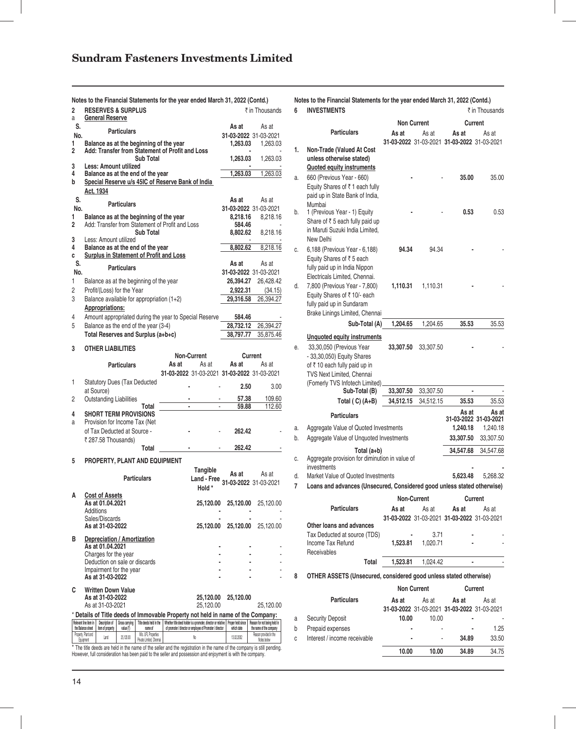Notes to the Financial Statements for the year ended March 31, 2022 (Contd.)

## 2 RESERVES & SURPLUS

₹ in Thousands

### a General Reserve

| S. No. | Particulars | As at 31-03-2022 | As at 31-03-2021 |
|---|---|---|---|
| 1 | Balance as at the beginning of the year | 1,263.03 | 1,263.03 |
| 2 | Add: Transfer from Statement of Profit and Loss | - | - |
| | Sub Total | 1,263.03 | 1,263.03 |
| 3 | Less: Amount utilized | - | - |
| 4 | Balance as at the end of the year | 1,263.03 | 1,263.03 |

### b Special Reserve u/s 45IC of Reserve Bank of India Act, 1934

| S. No. | Particulars | As at 31-03-2022 | As at 31-03-2021 |
|---|---|---|---|
| 1 | Balance as at the beginning of the year | 8,218.16 | 8,218.16 |
| 2 | Add: Transfer from Statement of Profit and Loss | 584.46 | - |
| | Sub Total | 8,802.62 | 8,218.16 |
| 3 | Less: Amount utilized | - | - |
| 4 | Balance as at the end of the year | 8,802.62 | 8,218.16 |

### c Surplus in Statement of Profit and Loss

| S. No. | Particulars | As at 31-03-2022 | As at 31-03-2021 |
|---|---|---|---|
| 1 | Balance as at the beginning of the year | 26,394.27 | 26,428.42 |
| 2 | Profit/(Loss) for the Year | 2,922.31 | (34.15) |
| 3 | Balance available for appropriation (1+2) | 29,316.58 | 26,394.27 |
| | **Appropriations:** | | |
| 4 | Amount appropriated during the year to Special Reserve | 584.46 | - |
| 5 | Balance as the end of the year (3-4) | 28,732.12 | 26,394.27 |
| | Total Reserves and Surplus (a+b+c) | 38,797.77 | 35,875.46 |

## 3 OTHER LIABILITIES

| | Particulars | Non-Current As at 31-03-2022 | Non-Current As at 31-03-2021 | Current As at 31-03-2022 | Current As at 31-03-2021 |
|---|---|---|---|---|---|
| 1 | Statutory Dues (Tax Deducted at Source) | - | - | 2.50 | 3.00 |
| 2 | Outstanding Liabilities | - | - | 57.38 | 109.60 |
| | Total | - | - | 59.88 | 112.60 |

## 4 SHORT TERM PROVISIONS

| | Particulars | Non-Current As at 31-03-2022 | Non-Current As at 31-03-2021 | Current As at 31-03-2022 | Current As at 31-03-2021 |
|---|---|---|---|---|---|
| a | Provision for Income Tax (Net of Tax Deducted at Source - ₹ 287.58 Thousands) | - | - | 262.42 | - |
| | Total | - | - | 262.42 | - |

## 5 PROPERTY, PLANT AND EQUIPMENT

| | Particulars | Tangible Land - Free Hold * | As at 31-03-2022 | As at 31-03-2021 |
|---|---|---|---|---|
| A | **Cost of Assets** | | | |
| | As at 01.04.2021 | 25,120.00 | 25,120.00 | 25,120.00 |
| | Additions | - | - | - |
| | Sales/Discards | - | - | - |
| | As at 31-03-2022 | 25,120.00 | 25,120.00 | 25,120.00 |
| B | **Depreciation / Amortization** | | | |
| | As at 01.04.2021 | - | - | - |
| | Charges for the year | - | - | - |
| | Deduction on sale or discards | - | - | - |
| | Impairment for the year | - | - | - |
| | As at 31-03-2022 | - | - | - |
| C | **Written Down Value** | | | |
| | As at 31-03-2022 | 25,120.00 | 25,120.00 | |
| | As at 31-03-2021 | 25,120.00 | | 25,120.00 |

\* **Details of Title deeds of Immovable Property not held in name of the Company:**

| Relevant line item in the Balance sheet | Description of item of property | Gross carrying value (₹) | Title deeds held in the name of | Whether title deed holder is a promoter, director or relative of promoter / director or employee of Promoter / director | Property held since which date | Reason for not being held in the name of the company |
|---|---|---|---|---|---|---|
| Property, Plant and Equipment | Land | 25,120.00 | M/s. UFL Properties Private Limited, Chennai | No | 13.02.2002 | Reason provided in the Notes below |

\* The title deeds are held in the name of the seller and the registration in the name of the company is still pending. However, full consideration has been paid to the seller and possession and enjoyment is with the company.

## 6 INVESTMENTS

₹ in Thousands

| | Particulars | Non Current As at 31-03-2022 | Non Current As at 31-03-2021 | Current As at 31-03-2022 | Current As at 31-03-2021 |
|---|---|---|---|---|---|
| 1. | **Non-Trade (Valued At Cost unless otherwise stated)** | | | | |
| | **Quoted equity instruments** | | | | |
| a. | 660 (Previous Year - 660) Equity Shares of ₹ 1 each fully paid up in State Bank of India, Mumbai | - | - | 35.00 | 35.00 |
| b. | 1 (Previous Year - 1) Equity Share of ₹ 5 each fully paid up in Maruti Suzuki India Limited, New Delhi | - | - | 0.53 | 0.53 |
| c. | 6,188 (Previous Year - 6,188) Equity Shares of ₹ 5 each fully paid up in India Nippon Electricals Limited, Chennai. | 94.34 | 94.34 | - | - |
| d. | 7,800 (Previous Year - 7,800) Equity Shares of ₹ 10/- each fully paid up in Sundaram Brake Linings Limited, Chennai | 1,110.31 | 1,110.31 | - | - |
| | Sub-Total (A) | 1,204.65 | 1,204.65 | 35.53 | 35.53 |
| | **Unquoted equity instruments** | | | | |
| e. | 33,30,050 (Previous Year - 33,30,050) Equity Shares of ₹ 10 each fully paid up in TVS Next Limited, Chennai (Fomerly TVS Infotech Limited) | 33,307.50 | 33,307.50 | - | - |
| | Sub-Total (B) | 33,307.50 | 33,307.50 | - | - |
| | Total ( C) (A+B) | 34,512.15 | 34,512.15 | 35.53 | 35.53 |

| | Particulars | As at 31-03-2022 | As at 31-03-2021 |
|---|---|---|---|
| a. | Aggregate Value of Quoted Investments | 1,240.18 | 1,240.18 |
| b. | Aggregate Value of Unquoted Investments | 33,307.50 | 33,307.50 |
| | Total (a+b) | 34,547.68 | 34,547.68 |
| c. | Aggregate provision for diminution in value of investments | - | - |
| d. | Market Value of Quoted Investments | 5,623.48 | 5,268.32 |

## 7 Loans and advances (Unsecured, Considered good unless stated otherwise)

| Particulars | Non-Current As at 31-03-2022 | Non-Current As at 31-03-2021 | Current As at 31-03-2022 | Current As at 31-03-2021 |
|---|---|---|---|---|
| **Other loans and advances** | | | | |
| Tax Deducted at source (TDS) | - | 3.71 | - | - |
| Income Tax Refund Receivables | 1,523.81 | 1,020.71 | - | - |
| Total | 1,523.81 | 1,024.42 | - | - |

## 8 OTHER ASSETS (Unsecured, considered good unless stated otherwise)

| | Particulars | Non Current As at 31-03-2022 | Non Current As at 31-03-2021 | Current As at 31-03-2022 | Current As at 31-03-2021 |
|---|---|---|---|---|---|
| a | Security Deposit | 10.00 | 10.00 | - | - |
| b | Prepaid expenses | - | - | - | 1.25 |
| c | Interest / income receivable | - | - | 34.89 | 33.50 |
| | | 10.00 | 10.00 | 34.89 | 34.75 |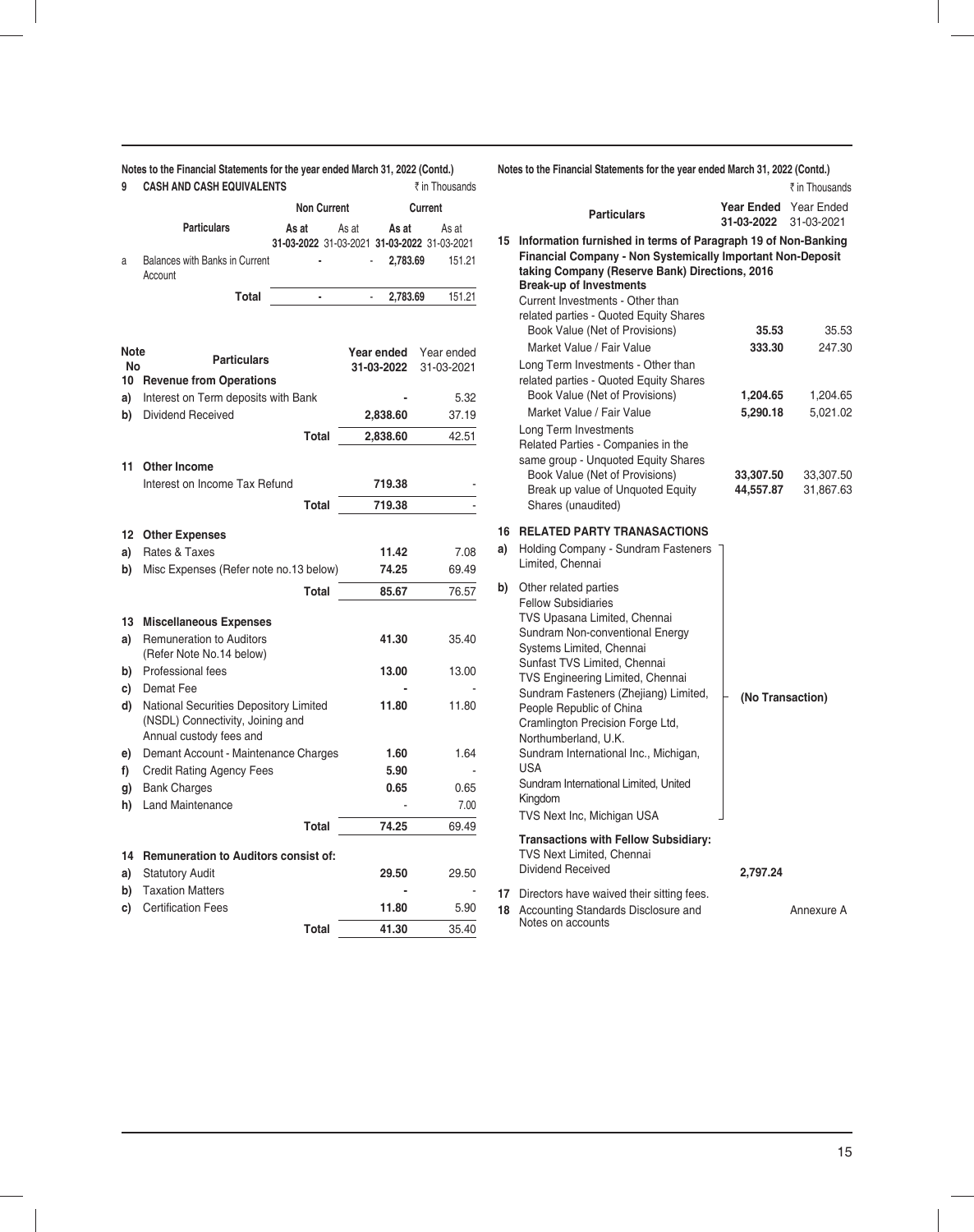Notes to the Financial Statements for the year ended March 31, 2022 (Contd.)

**9 CASH AND CASH EQUIVALENTS** ₹ in Thousands

| | Particulars | Non Current | | Current | |
|---|---|---|---|---|---|
| | | **As at 31-03-2022** | As at 31-03-2021 | **As at 31-03-2022** | As at 31-03-2021 |
| a | Balances with Banks in Current Account | **-** | - | **2,783.69** | 151.21 |
| | **Total** | **-** | - | **2,783.69** | 151.21 |

| Note No | Particulars | Year ended 31-03-2022 | Year ended 31-03-2021 |
|---|---|---|---|
| **10** | **Revenue from Operations** | | |
| **a)** | Interest on Term deposits with Bank | **-** | 5.32 |
| **b)** | Dividend Received | **2,838.60** | 37.19 |
| | **Total** | **2,838.60** | 42.51 |
| **11** | **Other Income** | | |
| | Interest on Income Tax Refund | **719.38** | - |
| | **Total** | **719.38** | - |
| **12** | **Other Expenses** | | |
| **a)** | Rates & Taxes | **11.42** | 7.08 |
| **b)** | Misc Expenses (Refer note no.13 below) | **74.25** | 69.49 |
| | **Total** | **85.67** | 76.57 |
| **13** | **Miscellaneous Expenses** | | |
| **a)** | Remuneration to Auditors (Refer Note No.14 below) | **41.30** | 35.40 |
| **b)** | Professional fees | **13.00** | 13.00 |
| **c)** | Demat Fee | **-** | - |
| **d)** | National Securities Depository Limited (NSDL) Connectivity, Joining and Annual custody fees and | **11.80** | 11.80 |
| **e)** | Demant Account - Maintenance Charges | **1.60** | 1.64 |
| **f)** | Credit Rating Agency Fees | **5.90** | - |
| **g)** | Bank Charges | **0.65** | 0.65 |
| **h)** | Land Maintenance | - | 7.00 |
| | **Total** | **74.25** | 69.49 |
| **14** | **Remuneration to Auditors consist of:** | | |
| **a)** | Statutory Audit | **29.50** | 29.50 |
| **b)** | Taxation Matters | **-** | - |
| **c)** | Certification Fees | **11.80** | 5.90 |
| | **Total** | **41.30** | 35.40 |

Notes to the Financial Statements for the year ended March 31, 2022 (Contd.)

₹ in Thousands

| | Particulars | Year Ended 31-03-2022 | Year Ended 31-03-2021 |
|---|---|---|---|
| **15** | **Information furnished in terms of Paragraph 19 of Non-Banking Financial Company - Non Systemically Important Non-Deposit taking Company (Reserve Bank) Directions, 2016** | | |
| | **Break-up of Investments** | | |
| | Current Investments - Other than related parties - Quoted Equity Shares | | |
| | Book Value (Net of Provisions) | **35.53** | 35.53 |
| | Market Value / Fair Value | **333.30** | 247.30 |
| | Long Term Investments - Other than related parties - Quoted Equity Shares | | |
| | Book Value (Net of Provisions) | **1,204.65** | 1,204.65 |
| | Market Value / Fair Value | **5,290.18** | 5,021.02 |
| | Long Term Investments Related Parties - Companies in the same group - Unquoted Equity Shares | | |
| | Book Value (Net of Provisions) | **33,307.50** | 33,307.50 |
| | Break up value of Unquoted Equity Shares (unaudited) | **44,557.87** | 31,867.63 |

**16 RELATED PARTY TRANASACTIONS**

**a)** Holding Company - Sundram Fasteners Limited, Chennai

**b)** Other related parties

Fellow Subsidiaries

- TVS Upasana Limited, Chennai
- Sundram Non-conventional Energy Systems Limited, Chennai
- Sunfast TVS Limited, Chennai
- TVS Engineering Limited, Chennai
- Sundram Fasteners (Zhejiang) Limited, People Republic of China
- Cramlington Precision Forge Ltd, Northumberland, U.K.
- Sundram International Inc., Michigan, USA
- Sundram International Limited, United Kingdom
- TVS Next Inc, Michigan USA

**(No Transaction)**

**Transactions with Fellow Subsidiary:**

TVS Next Limited, Chennai

Dividend Received **2,797.24**

**17** Directors have waived their sitting fees.

**18** Accounting Standards Disclosure and Notes on accounts — Annexure A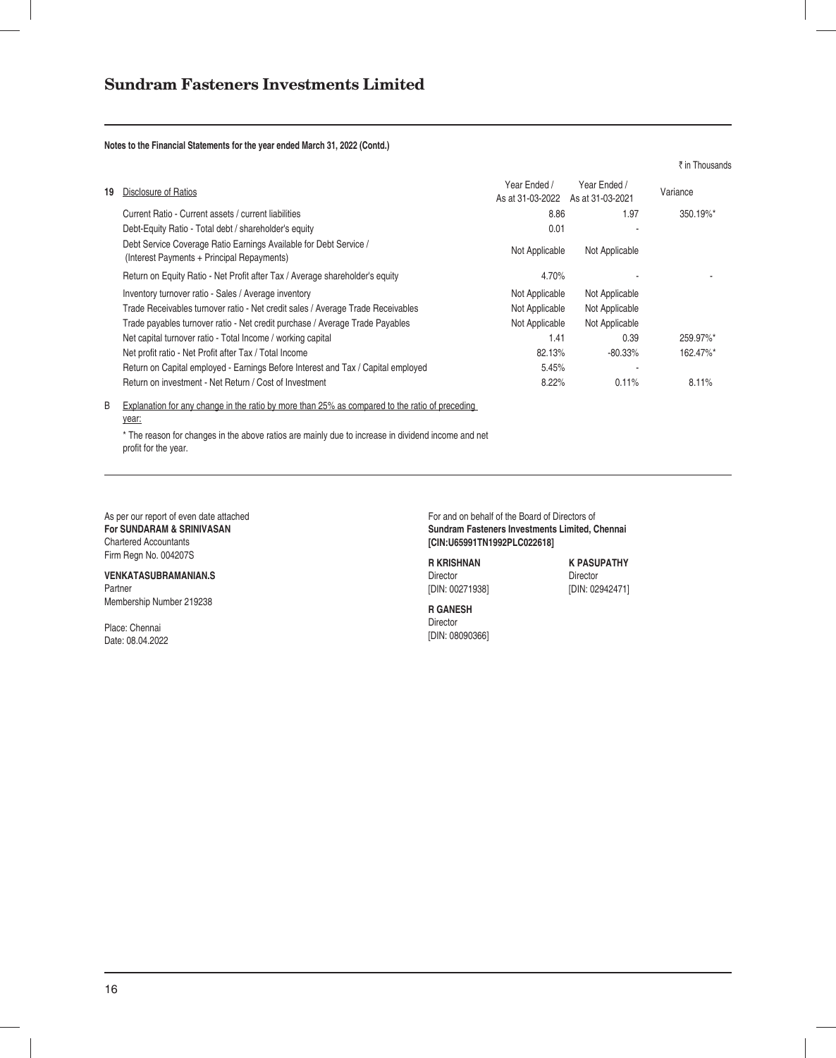# Sundram Fasteners Investments Limited

**Notes to the Financial Statements for the year ended March 31, 2022 (Contd.)**

₹ in Thousands

| 19 | Disclosure of Ratios | Year Ended / As at 31-03-2022 | Year Ended / As at 31-03-2021 | Variance |
|---|---|---|---|---|
| | Current Ratio - Current assets / current liabilities | 8.86 | 1.97 | 350.19%* |
| | Debt-Equity Ratio - Total debt / shareholder's equity | 0.01 | - | |
| | Debt Service Coverage Ratio Earnings Available for Debt Service / (Interest Payments + Principal Repayments) | Not Applicable | Not Applicable | |
| | Return on Equity Ratio - Net Profit after Tax / Average shareholder's equity | 4.70% | - | - |
| | Inventory turnover ratio - Sales / Average inventory | Not Applicable | Not Applicable | |
| | Trade Receivables turnover ratio - Net credit sales / Average Trade Receivables | Not Applicable | Not Applicable | |
| | Trade payables turnover ratio - Net credit purchase / Average Trade Payables | Not Applicable | Not Applicable | |
| | Net capital turnover ratio - Total Income / working capital | 1.41 | 0.39 | 259.97%* |
| | Net profit ratio - Net Profit after Tax / Total Income | 82.13% | -80.33% | 162.47%* |
| | Return on Capital employed - Earnings Before Interest and Tax / Capital employed | 5.45% | - | |
| | Return on investment - Net Return / Cost of Investment | 8.22% | 0.11% | 8.11% |

B Explanation for any change in the ratio by more than 25% as compared to the ratio of preceding year:

\* The reason for changes in the above ratios are mainly due to increase in dividend income and net profit for the year.

As per our report of even date attached
**For SUNDARAM & SRINIVASAN**
Chartered Accountants
Firm Regn No. 004207S

**VENKATASUBRAMANIAN.S**
Partner
Membership Number 219238

Place: Chennai
Date: 08.04.2022

For and on behalf of the Board of Directors of
**Sundram Fasteners Investments Limited, Chennai**
**[CIN:U65991TN1992PLC022618]**

**R KRISHNAN**
Director
[DIN: 00271938]

**K PASUPATHY**
Director
[DIN: 02942471]

**R GANESH**
Director
[DIN: 08090366]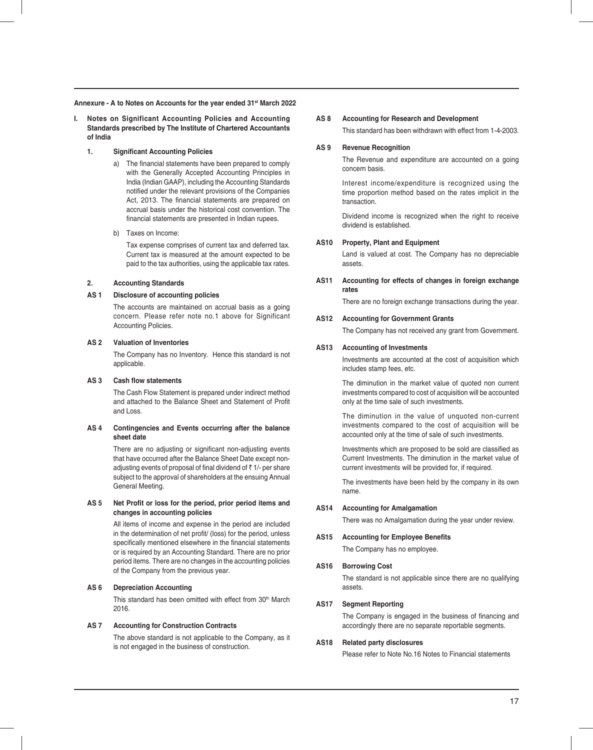**Annexure - A to Notes on Accounts for the year ended 31st March 2022**

**I. Notes on Significant Accounting Policies and Accounting Standards prescribed by The Institute of Chartered Accountants of India**

**1. Significant Accounting Policies**

a) The financial statements have been prepared to comply with the Generally Accepted Accounting Principles in India (Indian GAAP), including the Accounting Standards notified under the relevant provisions of the Companies Act, 2013. The financial statements are prepared on accrual basis under the historical cost convention. The financial statements are presented in Indian rupees.

b) Taxes on Income:

Tax expense comprises of current tax and deferred tax. Current tax is measured at the amount expected to be paid to the tax authorities, using the applicable tax rates.

**2. Accounting Standards**

**AS 1 Disclosure of accounting policies**

The accounts are maintained on accrual basis as a going concern. Please refer note no.1 above for Significant Accounting Policies.

**AS 2 Valuation of Inventories**

The Company has no Inventory. Hence this standard is not applicable.

**AS 3 Cash flow statements**

The Cash Flow Statement is prepared under indirect method and attached to the Balance Sheet and Statement of Profit and Loss.

**AS 4 Contingencies and Events occurring after the balance sheet date**

There are no adjusting or significant non-adjusting events that have occurred after the Balance Sheet Date except non-adjusting events of proposal of final dividend of ₹ 1/- per share subject to the approval of shareholders at the ensuing Annual General Meeting.

**AS 5 Net Profit or loss for the period, prior period items and changes in accounting policies**

All items of income and expense in the period are included in the determination of net profit/ (loss) for the period, unless specifically mentioned elsewhere in the financial statements or is required by an Accounting Standard. There are no prior period items. There are no changes in the accounting policies of the Company from the previous year.

**AS 6 Depreciation Accounting**

This standard has been omitted with effect from 30th March 2016.

**AS 7 Accounting for Construction Contracts**

The above standard is not applicable to the Company, as it is not engaged in the business of construction.

**AS 8 Accounting for Research and Development**

This standard has been withdrawn with effect from 1-4-2003.

**AS 9 Revenue Recognition**

The Revenue and expenditure are accounted on a going concern basis.

Interest income/expenditure is recognized using the time proportion method based on the rates implicit in the transaction.

Dividend income is recognized when the right to receive dividend is established.

**AS10 Property, Plant and Equipment**

Land is valued at cost. The Company has no depreciable assets.

**AS11 Accounting for effects of changes in foreign exchange rates**

There are no foreign exchange transactions during the year.

**AS12 Accounting for Government Grants**

The Company has not received any grant from Government.

**AS13 Accounting of Investments**

Investments are accounted at the cost of acquisition which includes stamp fees, etc.

The diminution in the market value of quoted non current investments compared to cost of acquisition will be accounted only at the time sale of such investments.

The diminution in the value of unquoted non-current investments compared to the cost of acquisition will be accounted only at the time of sale of such investments.

Investments which are proposed to be sold are classified as Current Investments. The diminution in the market value of current investments will be provided for, if required.

The investments have been held by the company in its own name.

**AS14 Accounting for Amalgamation**

There was no Amalgamation during the year under review.

**AS15 Accounting for Employee Benefits**

The Company has no employee.

**AS16 Borrowing Cost**

The standard is not applicable since there are no qualifying assets.

**AS17 Segment Reporting**

The Company is engaged in the business of financing and accordingly there are no separate reportable segments.

**AS18 Related party disclosures**

Please refer to Note No.16 Notes to Financial statements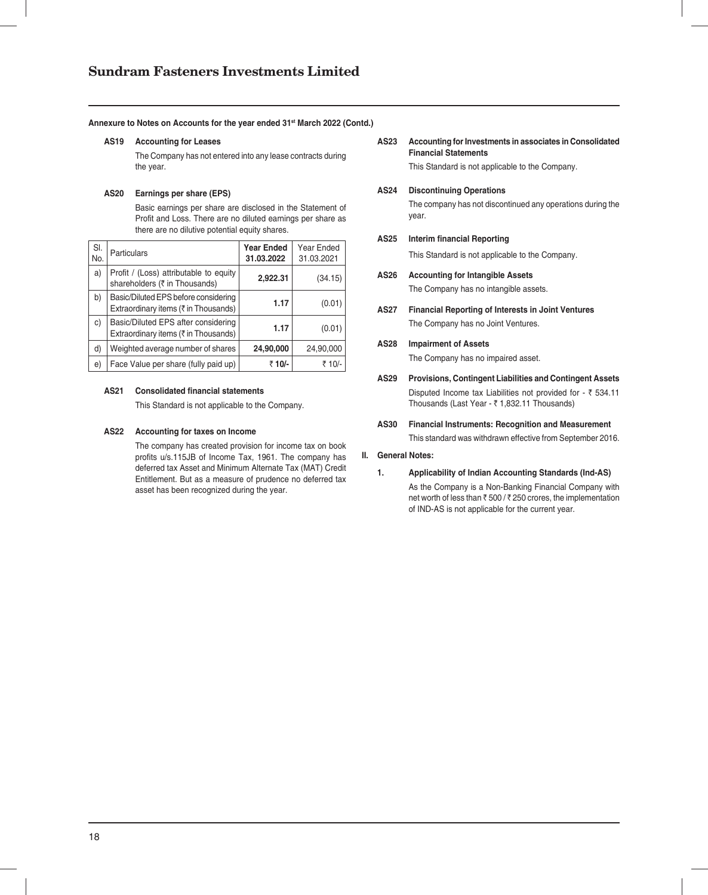## Annexure to Notes on Accounts for the year ended 31st March 2022 (Contd.)

**AS19 Accounting for Leases**

The Company has not entered into any lease contracts during the year.

**AS20 Earnings per share (EPS)**

Basic earnings per share are disclosed in the Statement of Profit and Loss. There are no diluted earnings per share as there are no dilutive potential equity shares.

| Sl. No. | Particulars | Year Ended 31.03.2022 | Year Ended 31.03.2021 |
|---|---|---|---|
| a) | Profit / (Loss) attributable to equity shareholders (₹ in Thousands) | **2,922.31** | (34.15) |
| b) | Basic/Diluted EPS before considering Extraordinary items (₹ in Thousands) | **1.17** | (0.01) |
| c) | Basic/Diluted EPS after considering Extraordinary items (₹ in Thousands) | **1.17** | (0.01) |
| d) | Weighted average number of shares | **24,90,000** | 24,90,000 |
| e) | Face Value per share (fully paid up) | **₹ 10/-** | ₹ 10/- |

**AS21 Consolidated financial statements**

This Standard is not applicable to the Company.

**AS22 Accounting for taxes on Income**

The company has created provision for income tax on book profits u/s.115JB of Income Tax, 1961. The company has deferred tax Asset and Minimum Alternate Tax (MAT) Credit Entitlement. But as a measure of prudence no deferred tax asset has been recognized during the year.

**AS23 Accounting for Investments in associates in Consolidated Financial Statements**

This Standard is not applicable to the Company.

**AS24 Discontinuing Operations**

The company has not discontinued any operations during the year.

**AS25 Interim financial Reporting**

This Standard is not applicable to the Company.

**AS26 Accounting for Intangible Assets**

The Company has no intangible assets.

**AS27 Financial Reporting of Interests in Joint Ventures**

The Company has no Joint Ventures.

**AS28 Impairment of Assets**

The Company has no impaired asset.

**AS29 Provisions, Contingent Liabilities and Contingent Assets**

Disputed Income tax Liabilities not provided for - ₹ 534.11 Thousands (Last Year - ₹ 1,832.11 Thousands)

**AS30 Financial Instruments: Recognition and Measurement**

This standard was withdrawn effective from September 2016.

**II. General Notes:**

**1. Applicability of Indian Accounting Standards (Ind-AS)**

As the Company is a Non-Banking Financial Company with net worth of less than ₹ 500 / ₹ 250 crores, the implementation of IND-AS is not applicable for the current year.